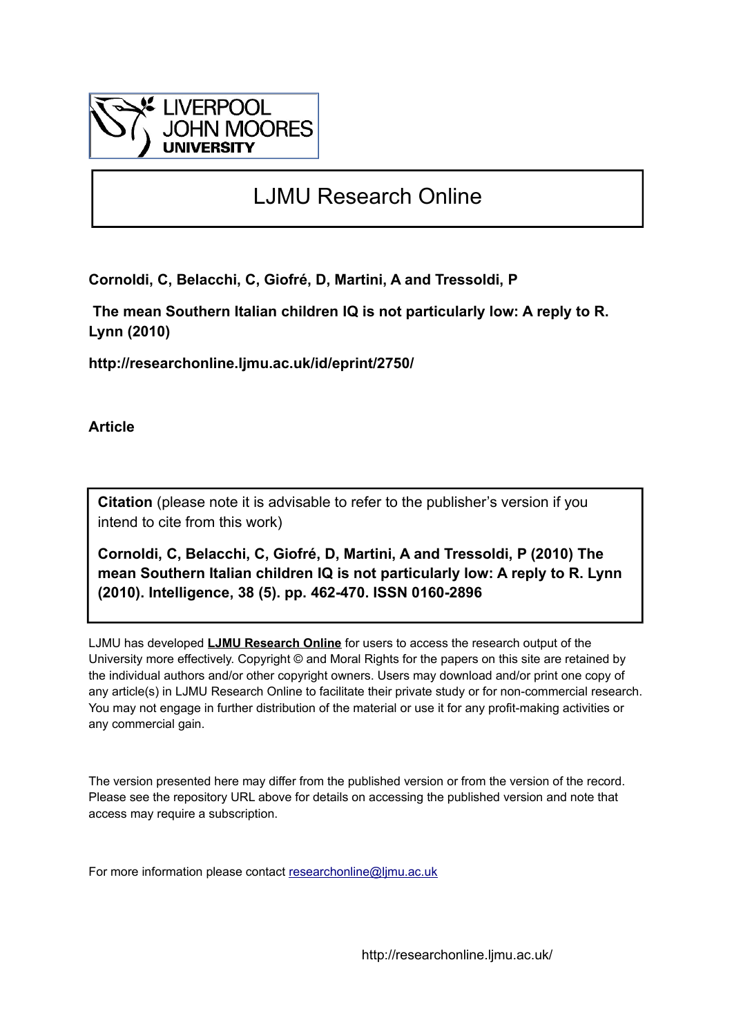LIVERPOOL JOHN MOORES UNIVERSITY

# LJMU Research Online

**Cornoldi, C, Belacchi, C, Giofré, D, Martini, A and Tressoldi, P**

**The mean Southern Italian children IQ is not particularly low: A reply to R. Lynn (2010)**

**http://researchonline.ljmu.ac.uk/id/eprint/2750/**

**Article**

**Citation** (please note it is advisable to refer to the publisher's version if you intend to cite from this work)

**Cornoldi, C, Belacchi, C, Giofré, D, Martini, A and Tressoldi, P (2010) The mean Southern Italian children IQ is not particularly low: A reply to R. Lynn (2010). Intelligence, 38 (5). pp. 462-470. ISSN 0160-2896**

LJMU has developed **LJMU Research Online** for users to access the research output of the University more effectively. Copyright © and Moral Rights for the papers on this site are retained by the individual authors and/or other copyright owners. Users may download and/or print one copy of any article(s) in LJMU Research Online to facilitate their private study or for non-commercial research. You may not engage in further distribution of the material or use it for any profit-making activities or any commercial gain.

The version presented here may differ from the published version or from the version of the record. Please see the repository URL above for details on accessing the published version and note that access may require a subscription.

For more information please contact researchonline@ljmu.ac.uk

http://researchonline.ljmu.ac.uk/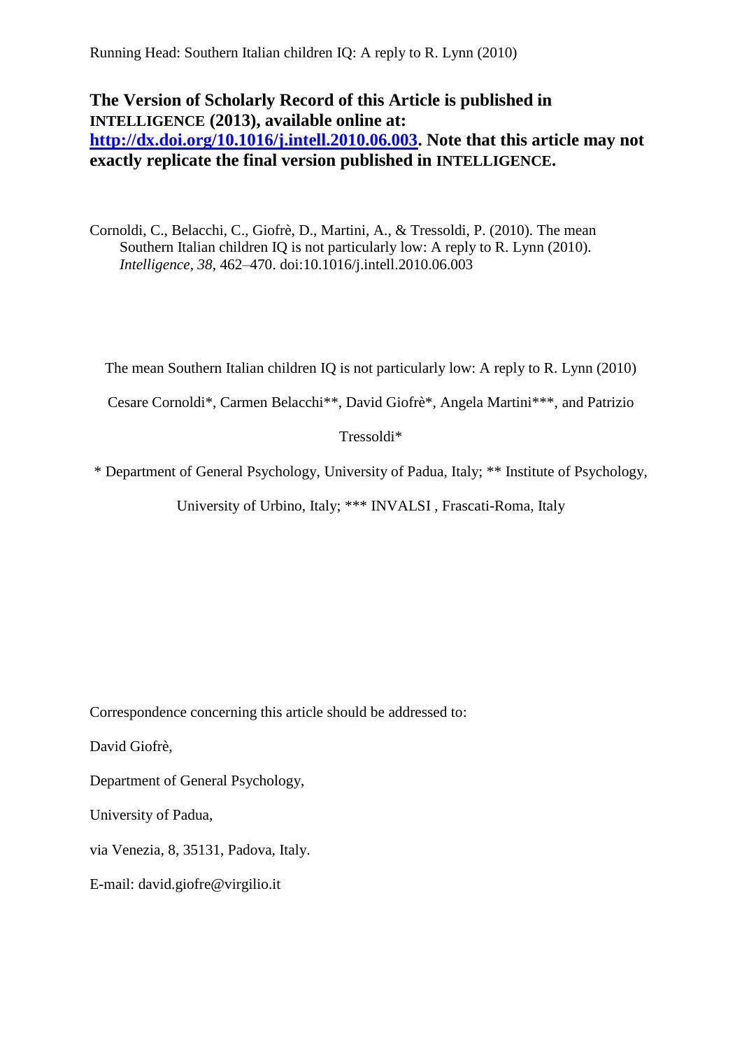**The Version of Scholarly Record of this Article is published in INTELLIGENCE (2013), available online at: [http://dx.doi.org/10.1016/j.intell.2010.06.003](http://dx.doi.org/10.1016/j.intell.2010.06.003). Note that this article may not exactly replicate the final version published in INTELLIGENCE.**

Cornoldi, C., Belacchi, C., Giofrè, D., Martini, A., & Tressoldi, P. (2010). The mean Southern Italian children IQ is not particularly low: A reply to R. Lynn (2010). *Intelligence*, *38*, 462–470. doi:10.1016/j.intell.2010.06.003

The mean Southern Italian children IQ is not particularly low: A reply to R. Lynn (2010)

Cesare Cornoldi*, Carmen Belacchi**, David Giofrè*, Angela Martini***, and Patrizio Tressoldi*

\* Department of General Psychology, University of Padua, Italy; ** Institute of Psychology, University of Urbino, Italy; *** INVALSI , Frascati-Roma, Italy

Correspondence concerning this article should be addressed to:

David Giofrè,

Department of General Psychology,

University of Padua,

via Venezia, 8, 35131, Padova, Italy.

E-mail: david.giofre@virgilio.it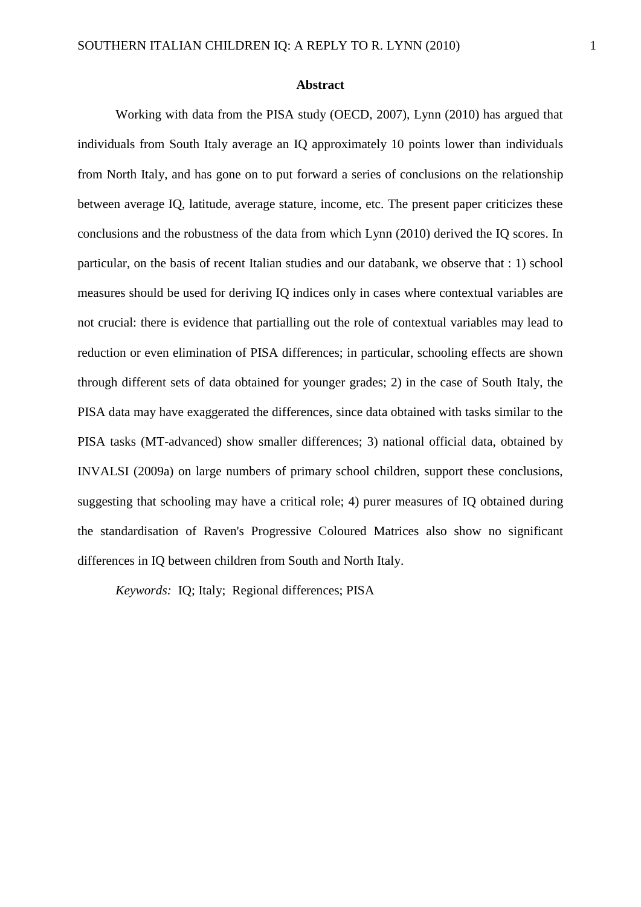## Abstract

Working with data from the PISA study (OECD, 2007), Lynn (2010) has argued that individuals from South Italy average an IQ approximately 10 points lower than individuals from North Italy, and has gone on to put forward a series of conclusions on the relationship between average IQ, latitude, average stature, income, etc. The present paper criticizes these conclusions and the robustness of the data from which Lynn (2010) derived the IQ scores. In particular, on the basis of recent Italian studies and our databank, we observe that : 1) school measures should be used for deriving IQ indices only in cases where contextual variables are not crucial: there is evidence that partialling out the role of contextual variables may lead to reduction or even elimination of PISA differences; in particular, schooling effects are shown through different sets of data obtained for younger grades; 2) in the case of South Italy, the PISA data may have exaggerated the differences, since data obtained with tasks similar to the PISA tasks (MT-advanced) show smaller differences; 3) national official data, obtained by INVALSI (2009a) on large numbers of primary school children, support these conclusions, suggesting that schooling may have a critical role; 4) purer measures of IQ obtained during the standardisation of Raven's Progressive Coloured Matrices also show no significant differences in IQ between children from South and North Italy.

*Keywords:* IQ; Italy; Regional differences; PISA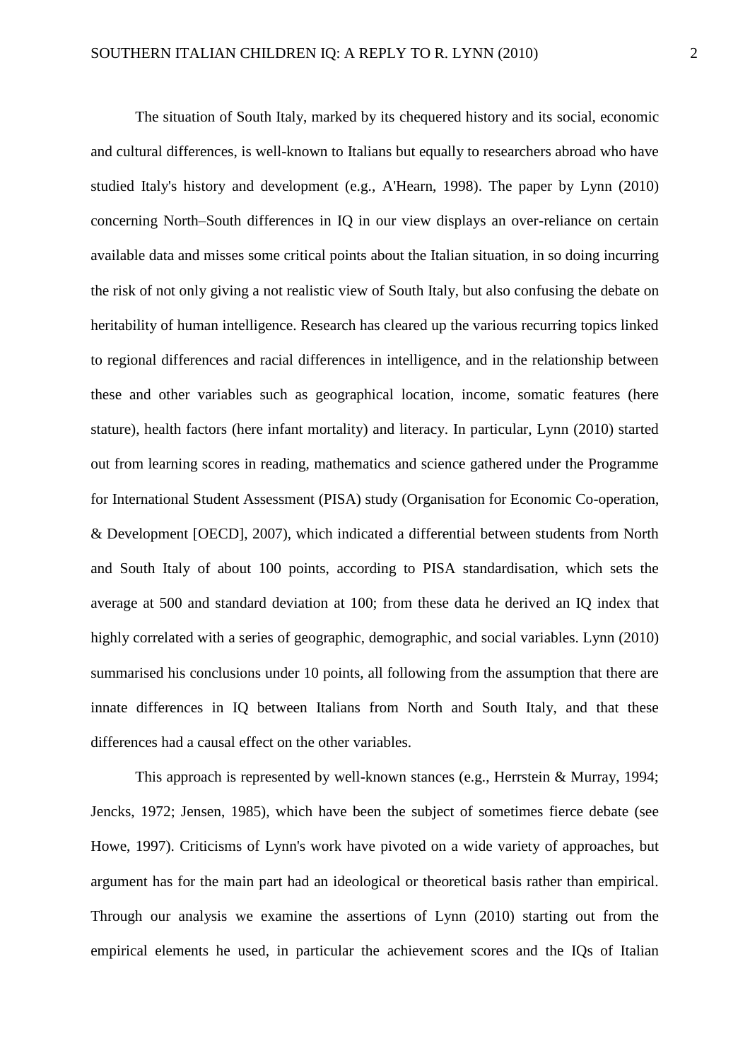The situation of South Italy, marked by its chequered history and its social, economic and cultural differences, is well-known to Italians but equally to researchers abroad who have studied Italy's history and development (e.g., A'Hearn, 1998). The paper by Lynn (2010) concerning North–South differences in IQ in our view displays an over-reliance on certain available data and misses some critical points about the Italian situation, in so doing incurring the risk of not only giving a not realistic view of South Italy, but also confusing the debate on heritability of human intelligence. Research has cleared up the various recurring topics linked to regional differences and racial differences in intelligence, and in the relationship between these and other variables such as geographical location, income, somatic features (here stature), health factors (here infant mortality) and literacy. In particular, Lynn (2010) started out from learning scores in reading, mathematics and science gathered under the Programme for International Student Assessment (PISA) study (Organisation for Economic Co-operation, & Development [OECD], 2007), which indicated a differential between students from North and South Italy of about 100 points, according to PISA standardisation, which sets the average at 500 and standard deviation at 100; from these data he derived an IQ index that highly correlated with a series of geographic, demographic, and social variables. Lynn (2010) summarised his conclusions under 10 points, all following from the assumption that there are innate differences in IQ between Italians from North and South Italy, and that these differences had a causal effect on the other variables.

This approach is represented by well-known stances (e.g., Herrstein & Murray, 1994; Jencks, 1972; Jensen, 1985), which have been the subject of sometimes fierce debate (see Howe, 1997). Criticisms of Lynn's work have pivoted on a wide variety of approaches, but argument has for the main part had an ideological or theoretical basis rather than empirical. Through our analysis we examine the assertions of Lynn (2010) starting out from the empirical elements he used, in particular the achievement scores and the IQs of Italian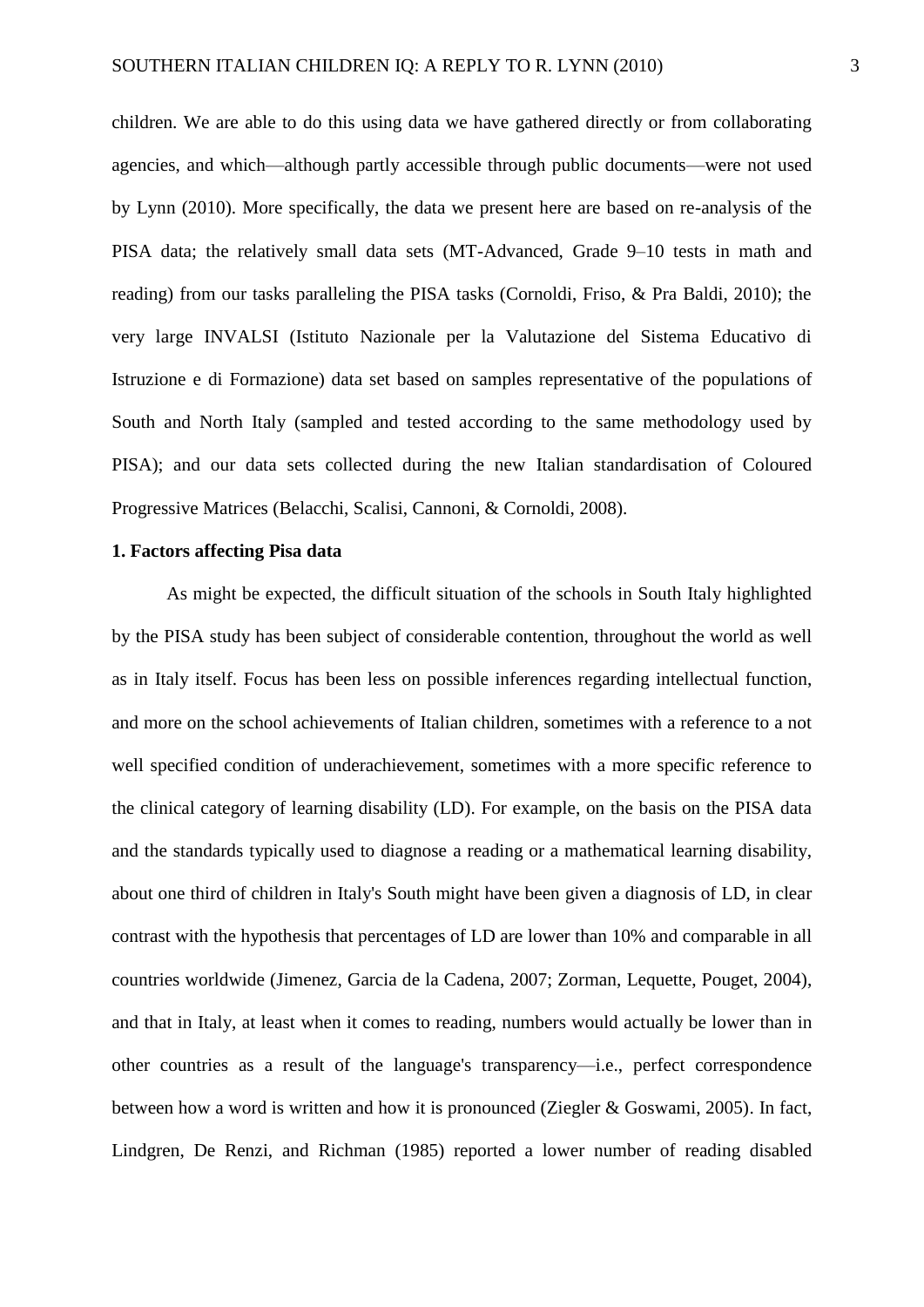children. We are able to do this using data we have gathered directly or from collaborating agencies, and which—although partly accessible through public documents—were not used by Lynn (2010). More specifically, the data we present here are based on re-analysis of the PISA data; the relatively small data sets (MT-Advanced, Grade 9–10 tests in math and reading) from our tasks paralleling the PISA tasks (Cornoldi, Friso, & Pra Baldi, 2010); the very large INVALSI (Istituto Nazionale per la Valutazione del Sistema Educativo di Istruzione e di Formazione) data set based on samples representative of the populations of South and North Italy (sampled and tested according to the same methodology used by PISA); and our data sets collected during the new Italian standardisation of Coloured Progressive Matrices (Belacchi, Scalisi, Cannoni, & Cornoldi, 2008).

**1. Factors affecting Pisa data**

As might be expected, the difficult situation of the schools in South Italy highlighted by the PISA study has been subject of considerable contention, throughout the world as well as in Italy itself. Focus has been less on possible inferences regarding intellectual function, and more on the school achievements of Italian children, sometimes with a reference to a not well specified condition of underachievement, sometimes with a more specific reference to the clinical category of learning disability (LD). For example, on the basis on the PISA data and the standards typically used to diagnose a reading or a mathematical learning disability, about one third of children in Italy's South might have been given a diagnosis of LD, in clear contrast with the hypothesis that percentages of LD are lower than 10% and comparable in all countries worldwide (Jimenez, Garcia de la Cadena, 2007; Zorman, Lequette, Pouget, 2004), and that in Italy, at least when it comes to reading, numbers would actually be lower than in other countries as a result of the language's transparency—i.e., perfect correspondence between how a word is written and how it is pronounced (Ziegler & Goswami, 2005). In fact, Lindgren, De Renzi, and Richman (1985) reported a lower number of reading disabled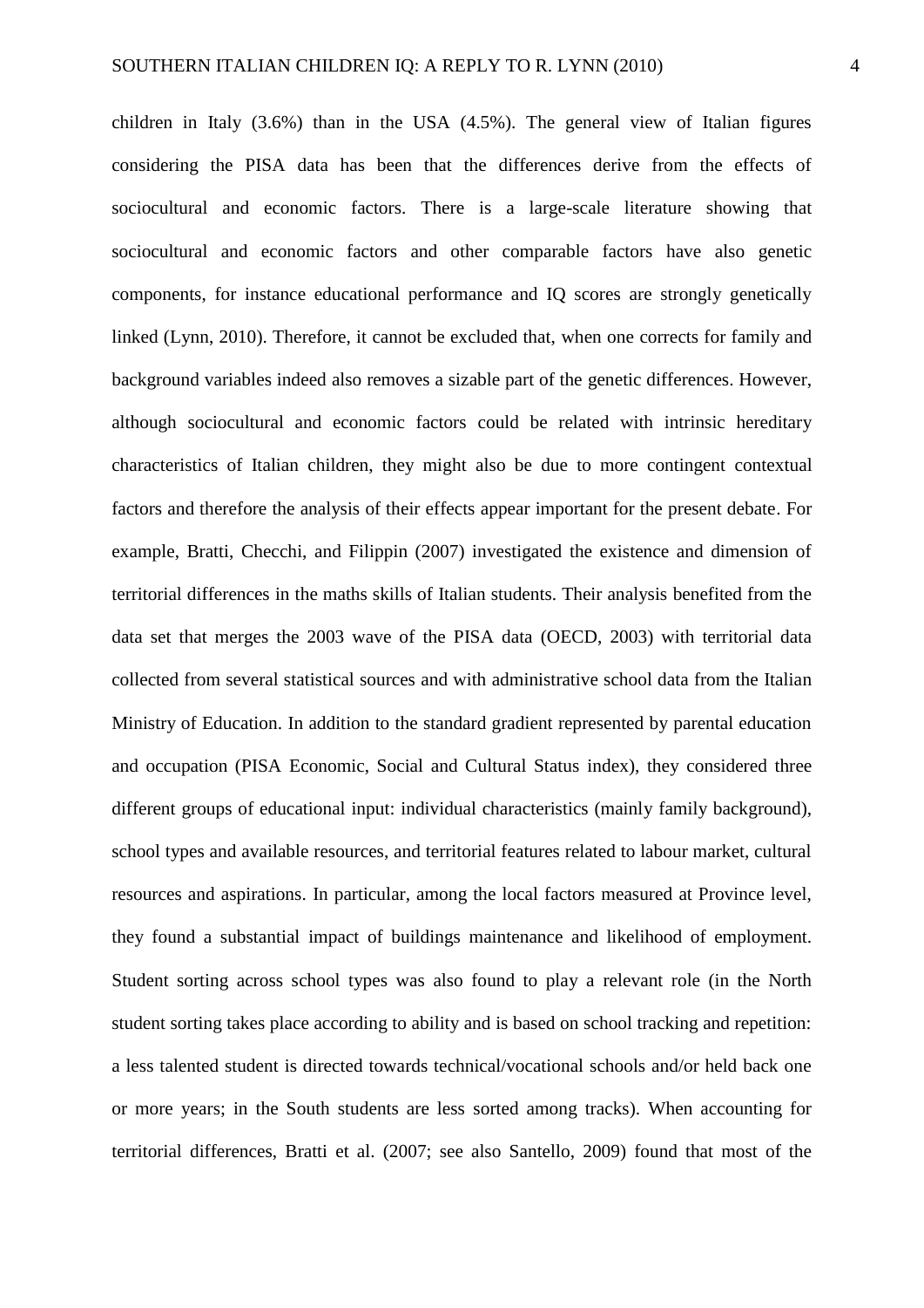children in Italy (3.6%) than in the USA (4.5%). The general view of Italian figures considering the PISA data has been that the differences derive from the effects of sociocultural and economic factors. There is a large-scale literature showing that sociocultural and economic factors and other comparable factors have also genetic components, for instance educational performance and IQ scores are strongly genetically linked (Lynn, 2010). Therefore, it cannot be excluded that, when one corrects for family and background variables indeed also removes a sizable part of the genetic differences. However, although sociocultural and economic factors could be related with intrinsic hereditary characteristics of Italian children, they might also be due to more contingent contextual factors and therefore the analysis of their effects appear important for the present debate. For example, Bratti, Checchi, and Filippin (2007) investigated the existence and dimension of territorial differences in the maths skills of Italian students. Their analysis benefited from the data set that merges the 2003 wave of the PISA data (OECD, 2003) with territorial data collected from several statistical sources and with administrative school data from the Italian Ministry of Education. In addition to the standard gradient represented by parental education and occupation (PISA Economic, Social and Cultural Status index), they considered three different groups of educational input: individual characteristics (mainly family background), school types and available resources, and territorial features related to labour market, cultural resources and aspirations. In particular, among the local factors measured at Province level, they found a substantial impact of buildings maintenance and likelihood of employment. Student sorting across school types was also found to play a relevant role (in the North student sorting takes place according to ability and is based on school tracking and repetition: a less talented student is directed towards technical/vocational schools and/or held back one or more years; in the South students are less sorted among tracks). When accounting for territorial differences, Bratti et al. (2007; see also Santello, 2009) found that most of the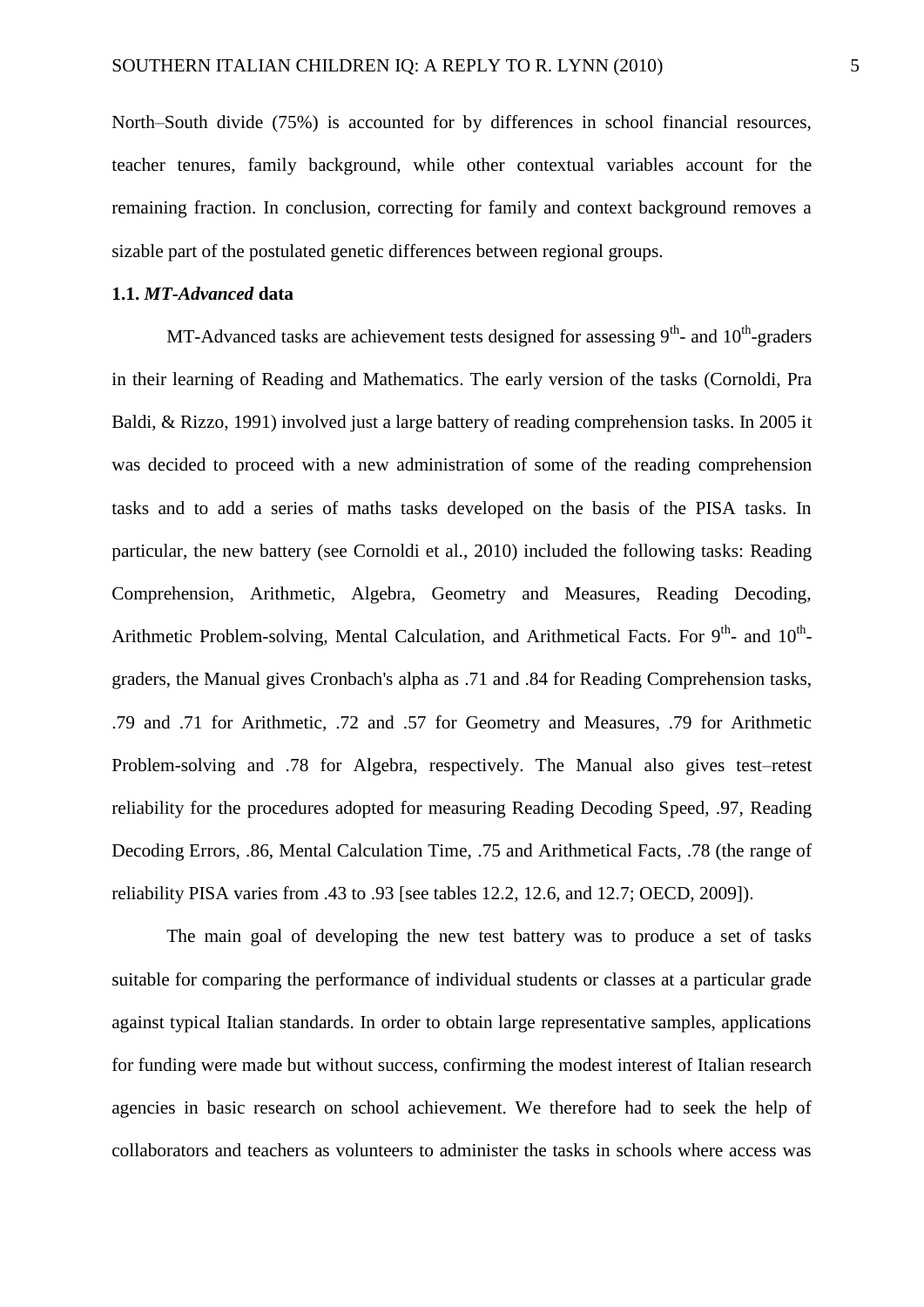North–South divide (75%) is accounted for by differences in school financial resources, teacher tenures, family background, while other contextual variables account for the remaining fraction. In conclusion, correcting for family and context background removes a sizable part of the postulated genetic differences between regional groups.

### 1.1. *MT-Advanced* data

MT-Advanced tasks are achievement tests designed for assessing 9th- and 10th-graders in their learning of Reading and Mathematics. The early version of the tasks (Cornoldi, Pra Baldi, & Rizzo, 1991) involved just a large battery of reading comprehension tasks. In 2005 it was decided to proceed with a new administration of some of the reading comprehension tasks and to add a series of maths tasks developed on the basis of the PISA tasks. In particular, the new battery (see Cornoldi et al., 2010) included the following tasks: Reading Comprehension, Arithmetic, Algebra, Geometry and Measures, Reading Decoding, Arithmetic Problem-solving, Mental Calculation, and Arithmetical Facts. For 9th- and 10th-graders, the Manual gives Cronbach's alpha as .71 and .84 for Reading Comprehension tasks, .79 and .71 for Arithmetic, .72 and .57 for Geometry and Measures, .79 for Arithmetic Problem-solving and .78 for Algebra, respectively. The Manual also gives test–retest reliability for the procedures adopted for measuring Reading Decoding Speed, .97, Reading Decoding Errors, .86, Mental Calculation Time, .75 and Arithmetical Facts, .78 (the range of reliability PISA varies from .43 to .93 [see tables 12.2, 12.6, and 12.7; OECD, 2009]).

The main goal of developing the new test battery was to produce a set of tasks suitable for comparing the performance of individual students or classes at a particular grade against typical Italian standards. In order to obtain large representative samples, applications for funding were made but without success, confirming the modest interest of Italian research agencies in basic research on school achievement. We therefore had to seek the help of collaborators and teachers as volunteers to administer the tasks in schools where access was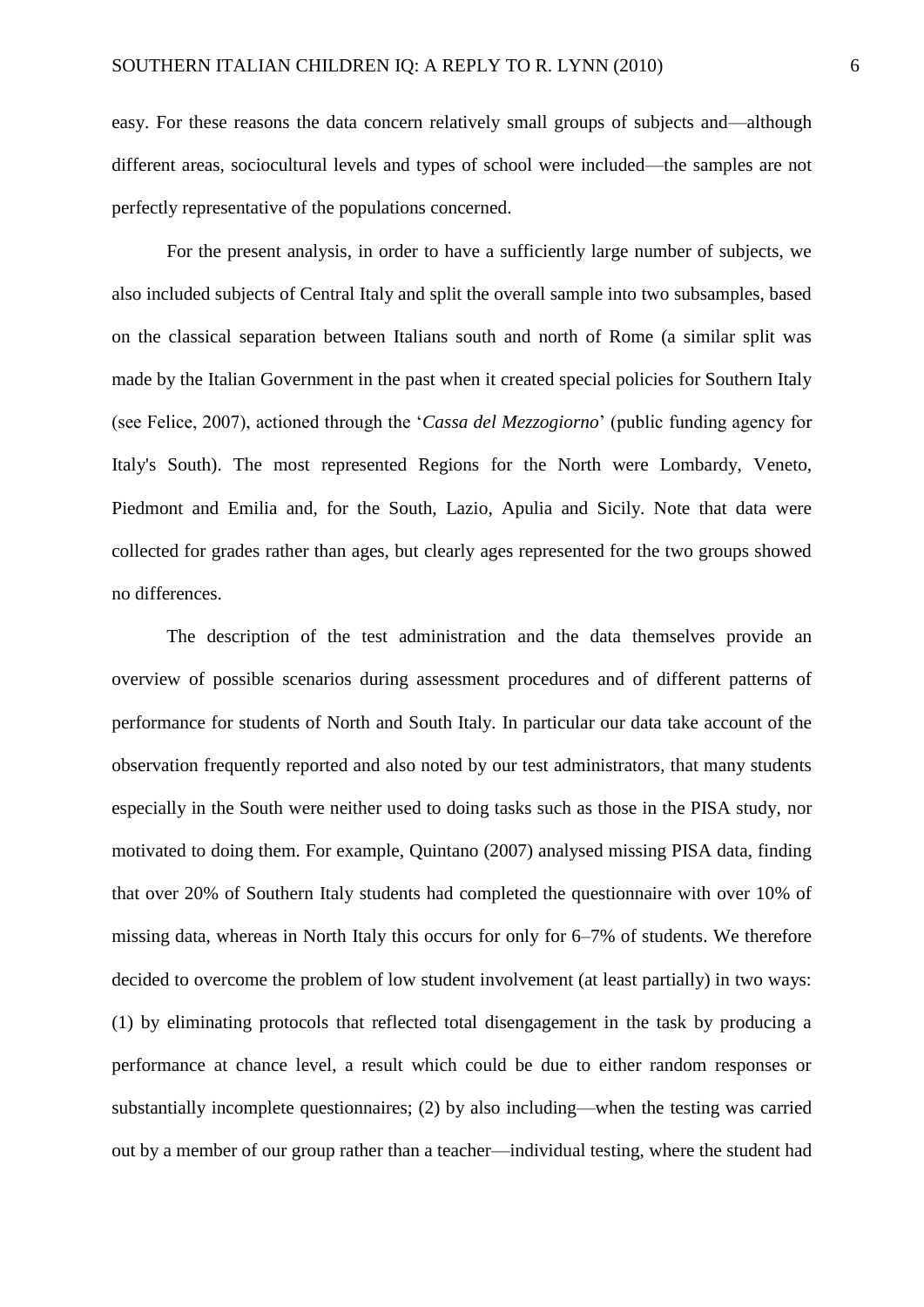easy. For these reasons the data concern relatively small groups of subjects and—although different areas, sociocultural levels and types of school were included—the samples are not perfectly representative of the populations concerned.

For the present analysis, in order to have a sufficiently large number of subjects, we also included subjects of Central Italy and split the overall sample into two subsamples, based on the classical separation between Italians south and north of Rome (a similar split was made by the Italian Government in the past when it created special policies for Southern Italy (see Felice, 2007), actioned through the '*Cassa del Mezzogiorno*' (public funding agency for Italy's South). The most represented Regions for the North were Lombardy, Veneto, Piedmont and Emilia and, for the South, Lazio, Apulia and Sicily. Note that data were collected for grades rather than ages, but clearly ages represented for the two groups showed no differences.

The description of the test administration and the data themselves provide an overview of possible scenarios during assessment procedures and of different patterns of performance for students of North and South Italy. In particular our data take account of the observation frequently reported and also noted by our test administrators, that many students especially in the South were neither used to doing tasks such as those in the PISA study, nor motivated to doing them. For example, Quintano (2007) analysed missing PISA data, finding that over 20% of Southern Italy students had completed the questionnaire with over 10% of missing data, whereas in North Italy this occurs for only for 6–7% of students. We therefore decided to overcome the problem of low student involvement (at least partially) in two ways: (1) by eliminating protocols that reflected total disengagement in the task by producing a performance at chance level, a result which could be due to either random responses or substantially incomplete questionnaires; (2) by also including—when the testing was carried out by a member of our group rather than a teacher—individual testing, where the student had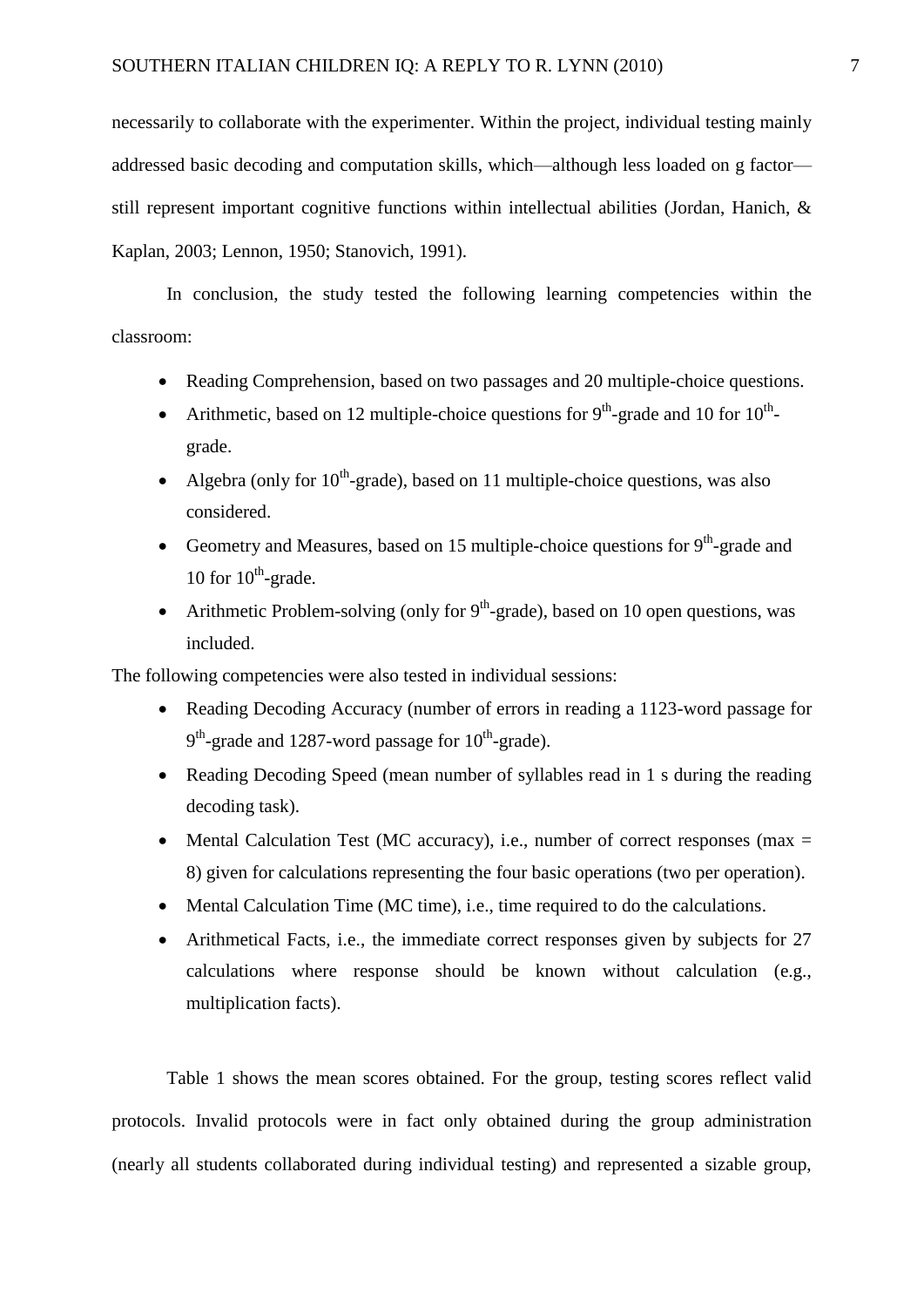necessarily to collaborate with the experimenter. Within the project, individual testing mainly addressed basic decoding and computation skills, which—although less loaded on g factor—still represent important cognitive functions within intellectual abilities (Jordan, Hanich, & Kaplan, 2003; Lennon, 1950; Stanovich, 1991).

In conclusion, the study tested the following learning competencies within the classroom:

- Reading Comprehension, based on two passages and 20 multiple-choice questions.
- Arithmetic, based on 12 multiple-choice questions for 9th-grade and 10 for 10th-grade.
- Algebra (only for 10th-grade), based on 11 multiple-choice questions, was also considered.
- Geometry and Measures, based on 15 multiple-choice questions for 9th-grade and 10 for 10th-grade.
- Arithmetic Problem-solving (only for 9th-grade), based on 10 open questions, was included.

The following competencies were also tested in individual sessions:

- Reading Decoding Accuracy (number of errors in reading a 1123-word passage for 9th-grade and 1287-word passage for 10th-grade).
- Reading Decoding Speed (mean number of syllables read in 1 s during the reading decoding task).
- Mental Calculation Test (MC accuracy), i.e., number of correct responses (max = 8) given for calculations representing the four basic operations (two per operation).
- Mental Calculation Time (MC time), i.e., time required to do the calculations.
- Arithmetical Facts, i.e., the immediate correct responses given by subjects for 27 calculations where response should be known without calculation (e.g., multiplication facts).

Table 1 shows the mean scores obtained. For the group, testing scores reflect valid protocols. Invalid protocols were in fact only obtained during the group administration (nearly all students collaborated during individual testing) and represented a sizable group,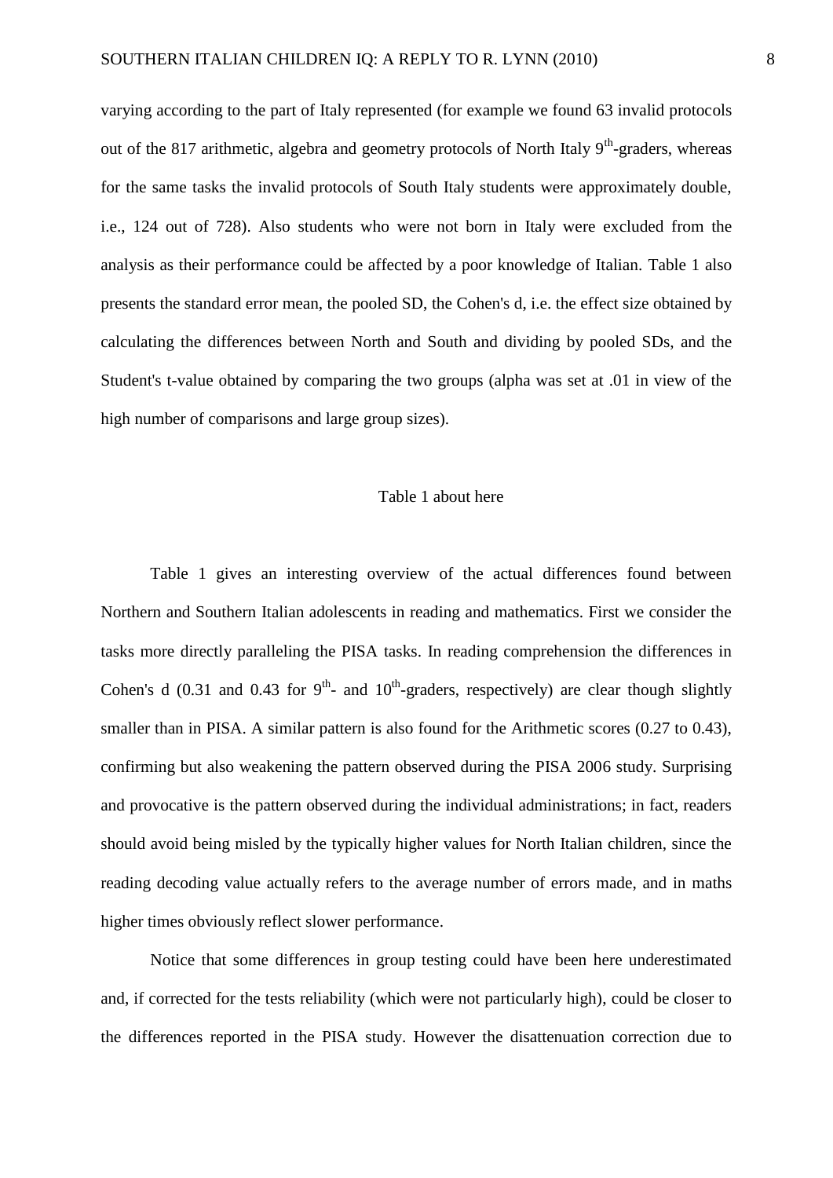varying according to the part of Italy represented (for example we found 63 invalid protocols out of the 817 arithmetic, algebra and geometry protocols of North Italy 9th-graders, whereas for the same tasks the invalid protocols of South Italy students were approximately double, i.e., 124 out of 728). Also students who were not born in Italy were excluded from the analysis as their performance could be affected by a poor knowledge of Italian. Table 1 also presents the standard error mean, the pooled SD, the Cohen's d, i.e. the effect size obtained by calculating the differences between North and South and dividing by pooled SDs, and the Student's t-value obtained by comparing the two groups (alpha was set at .01 in view of the high number of comparisons and large group sizes).

Table 1 about here

Table 1 gives an interesting overview of the actual differences found between Northern and Southern Italian adolescents in reading and mathematics. First we consider the tasks more directly paralleling the PISA tasks. In reading comprehension the differences in Cohen's d (0.31 and 0.43 for 9th- and 10th-graders, respectively) are clear though slightly smaller than in PISA. A similar pattern is also found for the Arithmetic scores (0.27 to 0.43), confirming but also weakening the pattern observed during the PISA 2006 study. Surprising and provocative is the pattern observed during the individual administrations; in fact, readers should avoid being misled by the typically higher values for North Italian children, since the reading decoding value actually refers to the average number of errors made, and in maths higher times obviously reflect slower performance.

Notice that some differences in group testing could have been here underestimated and, if corrected for the tests reliability (which were not particularly high), could be closer to the differences reported in the PISA study. However the disattenuation correction due to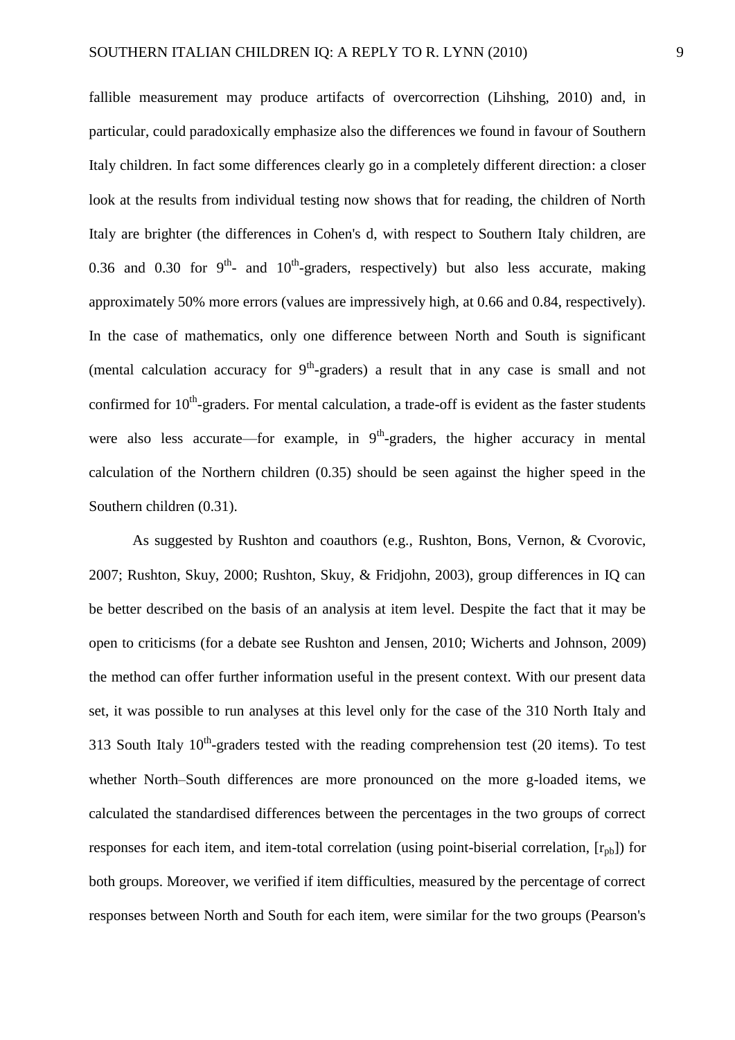fallible measurement may produce artifacts of overcorrection (Lihshing, 2010) and, in particular, could paradoxically emphasize also the differences we found in favour of Southern Italy children. In fact some differences clearly go in a completely different direction: a closer look at the results from individual testing now shows that for reading, the children of North Italy are brighter (the differences in Cohen's d, with respect to Southern Italy children, are 0.36 and 0.30 for $9^{th}$- and $10^{th}$-graders, respectively) but also less accurate, making approximately 50% more errors (values are impressively high, at 0.66 and 0.84, respectively). In the case of mathematics, only one difference between North and South is significant (mental calculation accuracy for $9^{th}$-graders) a result that in any case is small and not confirmed for $10^{th}$-graders. For mental calculation, a trade-off is evident as the faster students were also less accurate—for example, in $9^{th}$-graders, the higher accuracy in mental calculation of the Northern children (0.35) should be seen against the higher speed in the Southern children (0.31).

As suggested by Rushton and coauthors (e.g., Rushton, Bons, Vernon, & Cvorovic, 2007; Rushton, Skuy, 2000; Rushton, Skuy, & Fridjohn, 2003), group differences in IQ can be better described on the basis of an analysis at item level. Despite the fact that it may be open to criticisms (for a debate see Rushton and Jensen, 2010; Wicherts and Johnson, 2009) the method can offer further information useful in the present context. With our present data set, it was possible to run analyses at this level only for the case of the 310 North Italy and 313 South Italy $10^{th}$-graders tested with the reading comprehension test (20 items). To test whether North–South differences are more pronounced on the more g-loaded items, we calculated the standardised differences between the percentages in the two groups of correct responses for each item, and item-total correlation (using point-biserial correlation, [$r_{pb}$]) for both groups. Moreover, we verified if item difficulties, measured by the percentage of correct responses between North and South for each item, were similar for the two groups (Pearson's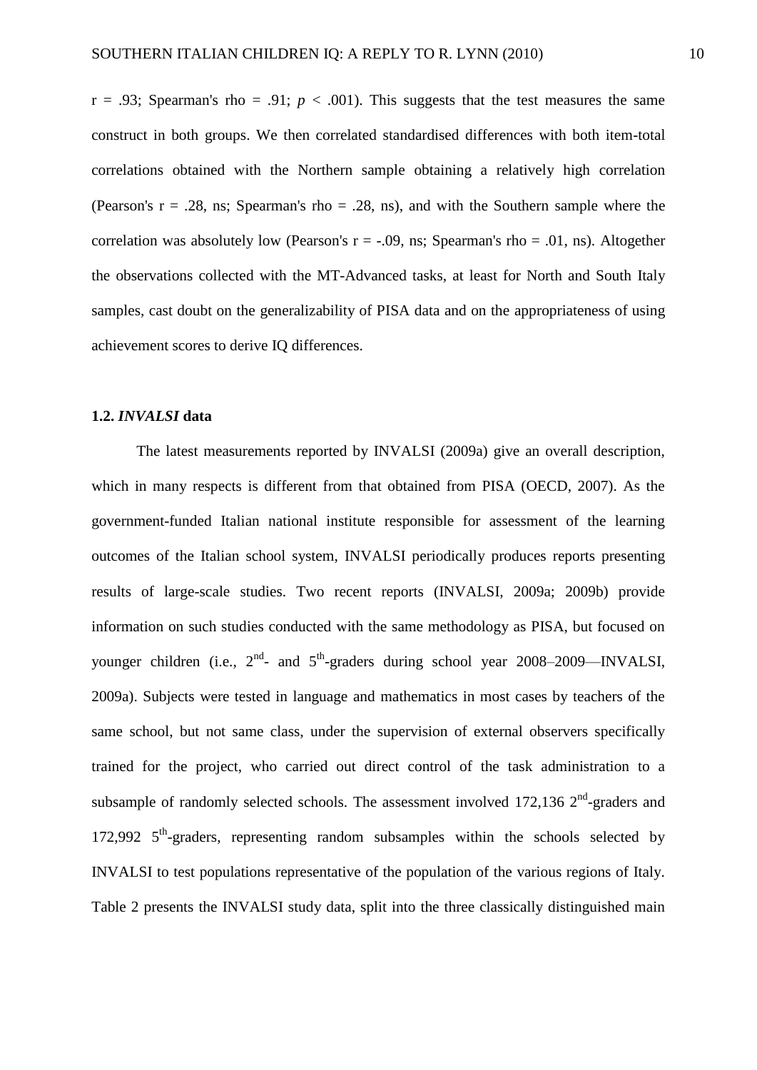r = .93; Spearman's rho = .91; $p < .001$). This suggests that the test measures the same construct in both groups. We then correlated standardised differences with both item-total correlations obtained with the Northern sample obtaining a relatively high correlation (Pearson's r = .28, ns; Spearman's rho = .28, ns), and with the Southern sample where the correlation was absolutely low (Pearson's r = -.09, ns; Spearman's rho = .01, ns). Altogether the observations collected with the MT-Advanced tasks, at least for North and South Italy samples, cast doubt on the generalizability of PISA data and on the appropriateness of using achievement scores to derive IQ differences.

### 1.2. *INVALSI* data

The latest measurements reported by INVALSI (2009a) give an overall description, which in many respects is different from that obtained from PISA (OECD, 2007). As the government-funded Italian national institute responsible for assessment of the learning outcomes of the Italian school system, INVALSI periodically produces reports presenting results of large-scale studies. Two recent reports (INVALSI, 2009a; 2009b) provide information on such studies conducted with the same methodology as PISA, but focused on younger children (i.e., 2nd- and 5th-graders during school year 2008–2009—INVALSI, 2009a). Subjects were tested in language and mathematics in most cases by teachers of the same school, but not same class, under the supervision of external observers specifically trained for the project, who carried out direct control of the task administration to a subsample of randomly selected schools. The assessment involved 172,136 2nd-graders and 172,992 5th-graders, representing random subsamples within the schools selected by INVALSI to test populations representative of the population of the various regions of Italy. Table 2 presents the INVALSI study data, split into the three classically distinguished main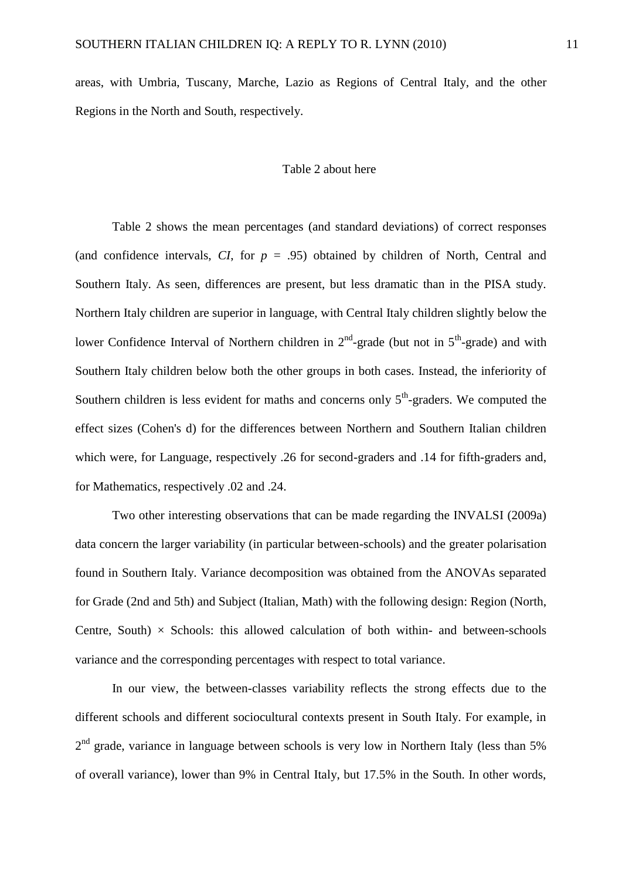areas, with Umbria, Tuscany, Marche, Lazio as Regions of Central Italy, and the other Regions in the North and South, respectively.

Table 2 about here

Table 2 shows the mean percentages (and standard deviations) of correct responses (and confidence intervals, *CI*, for $p$ = .95) obtained by children of North, Central and Southern Italy. As seen, differences are present, but less dramatic than in the PISA study. Northern Italy children are superior in language, with Central Italy children slightly below the lower Confidence Interval of Northern children in 2nd-grade (but not in 5th-grade) and with Southern Italy children below both the other groups in both cases. Instead, the inferiority of Southern children is less evident for maths and concerns only 5th-graders. We computed the effect sizes (Cohen's d) for the differences between Northern and Southern Italian children which were, for Language, respectively .26 for second-graders and .14 for fifth-graders and, for Mathematics, respectively .02 and .24.

Two other interesting observations that can be made regarding the INVALSI (2009a) data concern the larger variability (in particular between-schools) and the greater polarisation found in Southern Italy. Variance decomposition was obtained from the ANOVAs separated for Grade (2nd and 5th) and Subject (Italian, Math) with the following design: Region (North, Centre, South) × Schools: this allowed calculation of both within- and between-schools variance and the corresponding percentages with respect to total variance.

In our view, the between-classes variability reflects the strong effects due to the different schools and different sociocultural contexts present in South Italy. For example, in 2nd grade, variance in language between schools is very low in Northern Italy (less than 5% of overall variance), lower than 9% in Central Italy, but 17.5% in the South. In other words,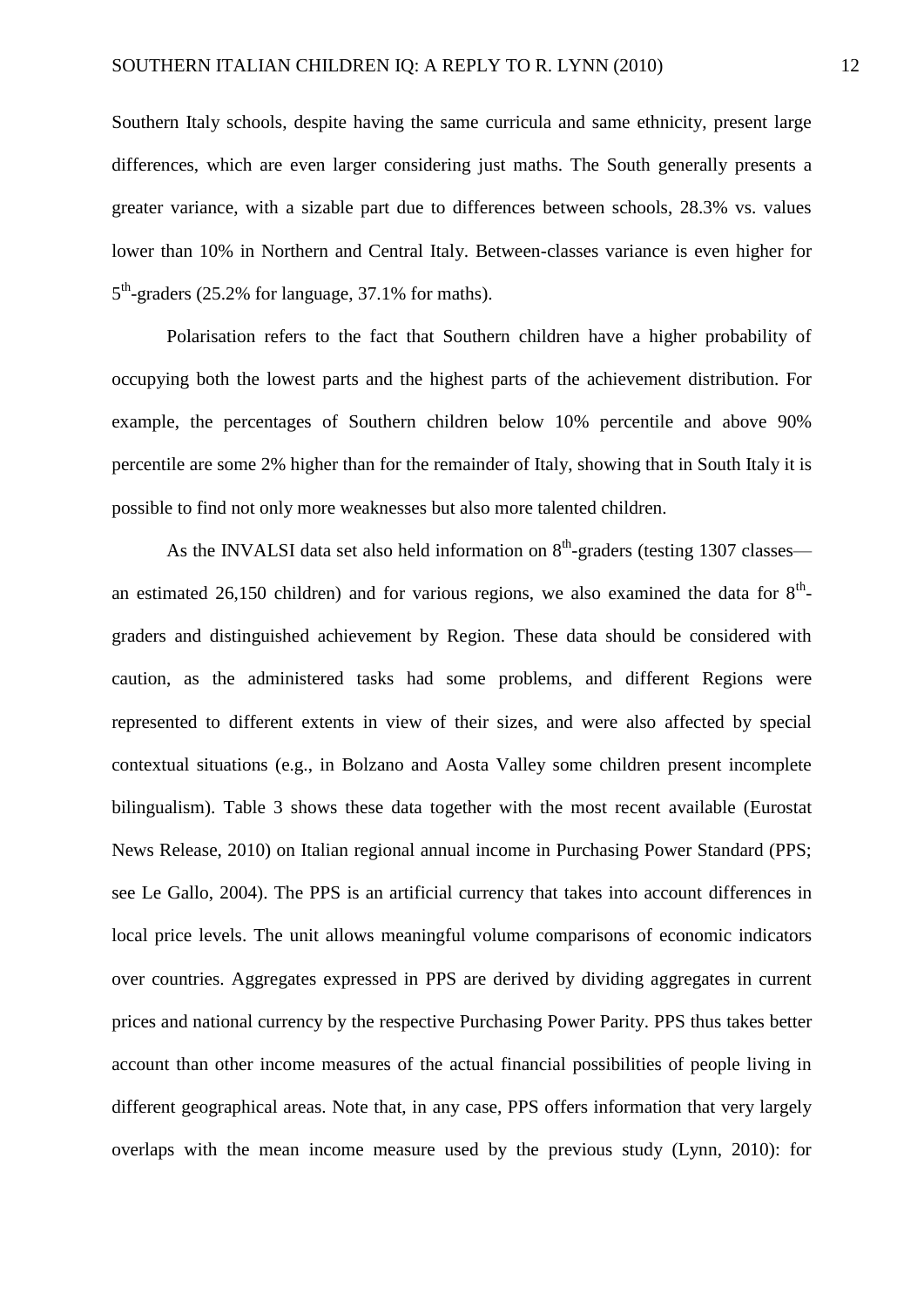Southern Italy schools, despite having the same curricula and same ethnicity, present large differences, which are even larger considering just maths. The South generally presents a greater variance, with a sizable part due to differences between schools, 28.3% vs. values lower than 10% in Northern and Central Italy. Between-classes variance is even higher for 5th-graders (25.2% for language, 37.1% for maths).

Polarisation refers to the fact that Southern children have a higher probability of occupying both the lowest parts and the highest parts of the achievement distribution. For example, the percentages of Southern children below 10% percentile and above 90% percentile are some 2% higher than for the remainder of Italy, showing that in South Italy it is possible to find not only more weaknesses but also more talented children.

As the INVALSI data set also held information on 8th-graders (testing 1307 classes—an estimated 26,150 children) and for various regions, we also examined the data for 8th-graders and distinguished achievement by Region. These data should be considered with caution, as the administered tasks had some problems, and different Regions were represented to different extents in view of their sizes, and were also affected by special contextual situations (e.g., in Bolzano and Aosta Valley some children present incomplete bilingualism). Table 3 shows these data together with the most recent available (Eurostat News Release, 2010) on Italian regional annual income in Purchasing Power Standard (PPS; see Le Gallo, 2004). The PPS is an artificial currency that takes into account differences in local price levels. The unit allows meaningful volume comparisons of economic indicators over countries. Aggregates expressed in PPS are derived by dividing aggregates in current prices and national currency by the respective Purchasing Power Parity. PPS thus takes better account than other income measures of the actual financial possibilities of people living in different geographical areas. Note that, in any case, PPS offers information that very largely overlaps with the mean income measure used by the previous study (Lynn, 2010): for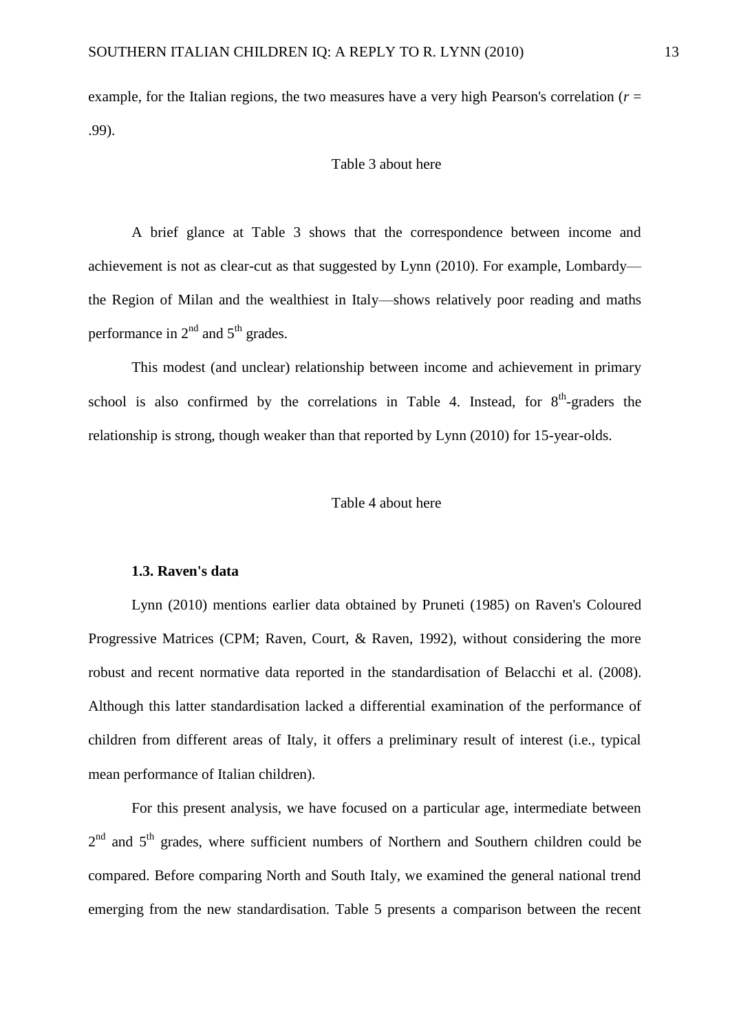example, for the Italian regions, the two measures have a very high Pearson's correlation (*r* = .99).

Table 3 about here

A brief glance at Table 3 shows that the correspondence between income and achievement is not as clear-cut as that suggested by Lynn (2010). For example, Lombardy—the Region of Milan and the wealthiest in Italy—shows relatively poor reading and maths performance in 2nd and 5th grades.

This modest (and unclear) relationship between income and achievement in primary school is also confirmed by the correlations in Table 4. Instead, for 8th-graders the relationship is strong, though weaker than that reported by Lynn (2010) for 15-year-olds.

Table 4 about here

### 1.3. Raven's data

Lynn (2010) mentions earlier data obtained by Pruneti (1985) on Raven's Coloured Progressive Matrices (CPM; Raven, Court, & Raven, 1992), without considering the more robust and recent normative data reported in the standardisation of Belacchi et al. (2008). Although this latter standardisation lacked a differential examination of the performance of children from different areas of Italy, it offers a preliminary result of interest (i.e., typical mean performance of Italian children).

For this present analysis, we have focused on a particular age, intermediate between 2nd and 5th grades, where sufficient numbers of Northern and Southern children could be compared. Before comparing North and South Italy, we examined the general national trend emerging from the new standardisation. Table 5 presents a comparison between the recent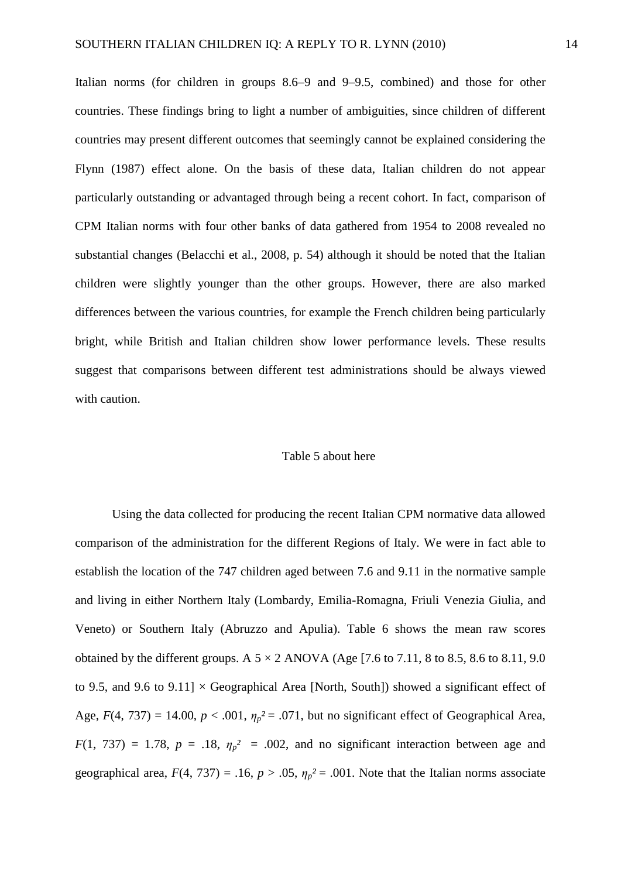Italian norms (for children in groups 8.6–9 and 9–9.5, combined) and those for other countries. These findings bring to light a number of ambiguities, since children of different countries may present different outcomes that seemingly cannot be explained considering the Flynn (1987) effect alone. On the basis of these data, Italian children do not appear particularly outstanding or advantaged through being a recent cohort. In fact, comparison of CPM Italian norms with four other banks of data gathered from 1954 to 2008 revealed no substantial changes (Belacchi et al., 2008, p. 54) although it should be noted that the Italian children were slightly younger than the other groups. However, there are also marked differences between the various countries, for example the French children being particularly bright, while British and Italian children show lower performance levels. These results suggest that comparisons between different test administrations should be always viewed with caution.

Table 5 about here

Using the data collected for producing the recent Italian CPM normative data allowed comparison of the administration for the different Regions of Italy. We were in fact able to establish the location of the 747 children aged between 7.6 and 9.11 in the normative sample and living in either Northern Italy (Lombardy, Emilia-Romagna, Friuli Venezia Giulia, and Veneto) or Southern Italy (Abruzzo and Apulia). Table 6 shows the mean raw scores obtained by the different groups. A 5 × 2 ANOVA (Age [7.6 to 7.11, 8 to 8.5, 8.6 to 8.11, 9.0 to 9.5, and 9.6 to 9.11] × Geographical Area [North, South]) showed a significant effect of Age, $F(4, 737) = 14.00$, $p < .001$, $\eta_p^2 = .071$, but no significant effect of Geographical Area, $F(1, 737) = 1.78$, $p = .18$, $\eta_p^2 = .002$, and no significant interaction between age and geographical area, $F(4, 737) = .16$, $p > .05$, $\eta_p^2 = .001$. Note that the Italian norms associate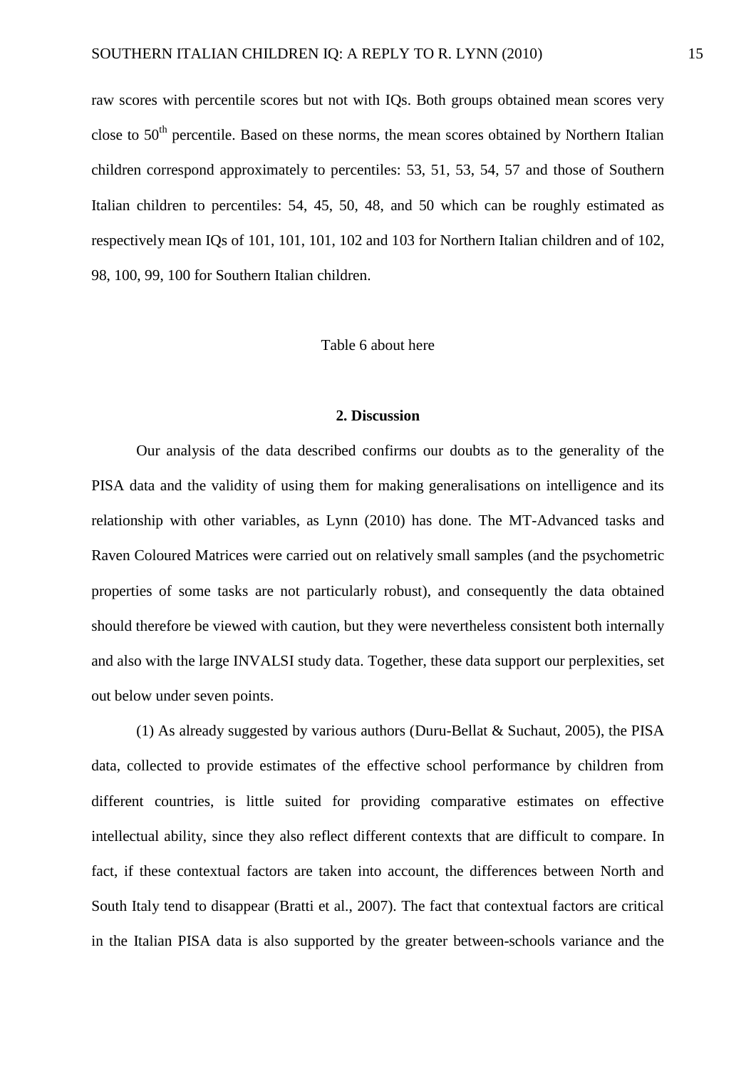raw scores with percentile scores but not with IQs. Both groups obtained mean scores very close to 50th percentile. Based on these norms, the mean scores obtained by Northern Italian children correspond approximately to percentiles: 53, 51, 53, 54, 57 and those of Southern Italian children to percentiles: 54, 45, 50, 48, and 50 which can be roughly estimated as respectively mean IQs of 101, 101, 101, 102 and 103 for Northern Italian children and of 102, 98, 100, 99, 100 for Southern Italian children.

Table 6 about here

## 2. Discussion

Our analysis of the data described confirms our doubts as to the generality of the PISA data and the validity of using them for making generalisations on intelligence and its relationship with other variables, as Lynn (2010) has done. The MT-Advanced tasks and Raven Coloured Matrices were carried out on relatively small samples (and the psychometric properties of some tasks are not particularly robust), and consequently the data obtained should therefore be viewed with caution, but they were nevertheless consistent both internally and also with the large INVALSI study data. Together, these data support our perplexities, set out below under seven points.

(1) As already suggested by various authors (Duru-Bellat & Suchaut, 2005), the PISA data, collected to provide estimates of the effective school performance by children from different countries, is little suited for providing comparative estimates on effective intellectual ability, since they also reflect different contexts that are difficult to compare. In fact, if these contextual factors are taken into account, the differences between North and South Italy tend to disappear (Bratti et al., 2007). The fact that contextual factors are critical in the Italian PISA data is also supported by the greater between-schools variance and the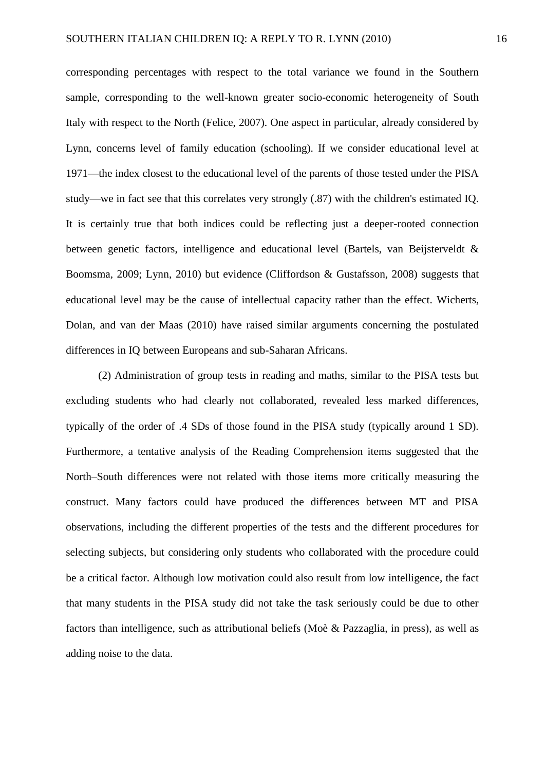corresponding percentages with respect to the total variance we found in the Southern sample, corresponding to the well-known greater socio-economic heterogeneity of South Italy with respect to the North (Felice, 2007). One aspect in particular, already considered by Lynn, concerns level of family education (schooling). If we consider educational level at 1971—the index closest to the educational level of the parents of those tested under the PISA study—we in fact see that this correlates very strongly (.87) with the children's estimated IQ. It is certainly true that both indices could be reflecting just a deeper-rooted connection between genetic factors, intelligence and educational level (Bartels, van Beijsterveldt & Boomsma, 2009; Lynn, 2010) but evidence (Cliffordson & Gustafsson, 2008) suggests that educational level may be the cause of intellectual capacity rather than the effect. Wicherts, Dolan, and van der Maas (2010) have raised similar arguments concerning the postulated differences in IQ between Europeans and sub-Saharan Africans.

(2) Administration of group tests in reading and maths, similar to the PISA tests but excluding students who had clearly not collaborated, revealed less marked differences, typically of the order of .4 SDs of those found in the PISA study (typically around 1 SD). Furthermore, a tentative analysis of the Reading Comprehension items suggested that the North–South differences were not related with those items more critically measuring the construct. Many factors could have produced the differences between MT and PISA observations, including the different properties of the tests and the different procedures for selecting subjects, but considering only students who collaborated with the procedure could be a critical factor. Although low motivation could also result from low intelligence, the fact that many students in the PISA study did not take the task seriously could be due to other factors than intelligence, such as attributional beliefs (Moè & Pazzaglia, in press), as well as adding noise to the data.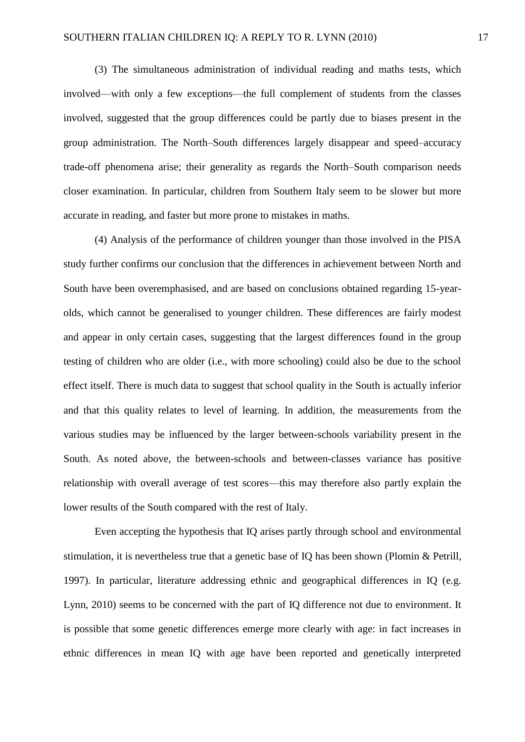(3) The simultaneous administration of individual reading and maths tests, which involved—with only a few exceptions—the full complement of students from the classes involved, suggested that the group differences could be partly due to biases present in the group administration. The North–South differences largely disappear and speed–accuracy trade-off phenomena arise; their generality as regards the North–South comparison needs closer examination. In particular, children from Southern Italy seem to be slower but more accurate in reading, and faster but more prone to mistakes in maths.

(4) Analysis of the performance of children younger than those involved in the PISA study further confirms our conclusion that the differences in achievement between North and South have been overemphasised, and are based on conclusions obtained regarding 15-year-olds, which cannot be generalised to younger children. These differences are fairly modest and appear in only certain cases, suggesting that the largest differences found in the group testing of children who are older (i.e., with more schooling) could also be due to the school effect itself. There is much data to suggest that school quality in the South is actually inferior and that this quality relates to level of learning. In addition, the measurements from the various studies may be influenced by the larger between-schools variability present in the South. As noted above, the between-schools and between-classes variance has positive relationship with overall average of test scores—this may therefore also partly explain the lower results of the South compared with the rest of Italy.

Even accepting the hypothesis that IQ arises partly through school and environmental stimulation, it is nevertheless true that a genetic base of IQ has been shown (Plomin & Petrill, 1997). In particular, literature addressing ethnic and geographical differences in IQ (e.g. Lynn, 2010) seems to be concerned with the part of IQ difference not due to environment. It is possible that some genetic differences emerge more clearly with age: in fact increases in ethnic differences in mean IQ with age have been reported and genetically interpreted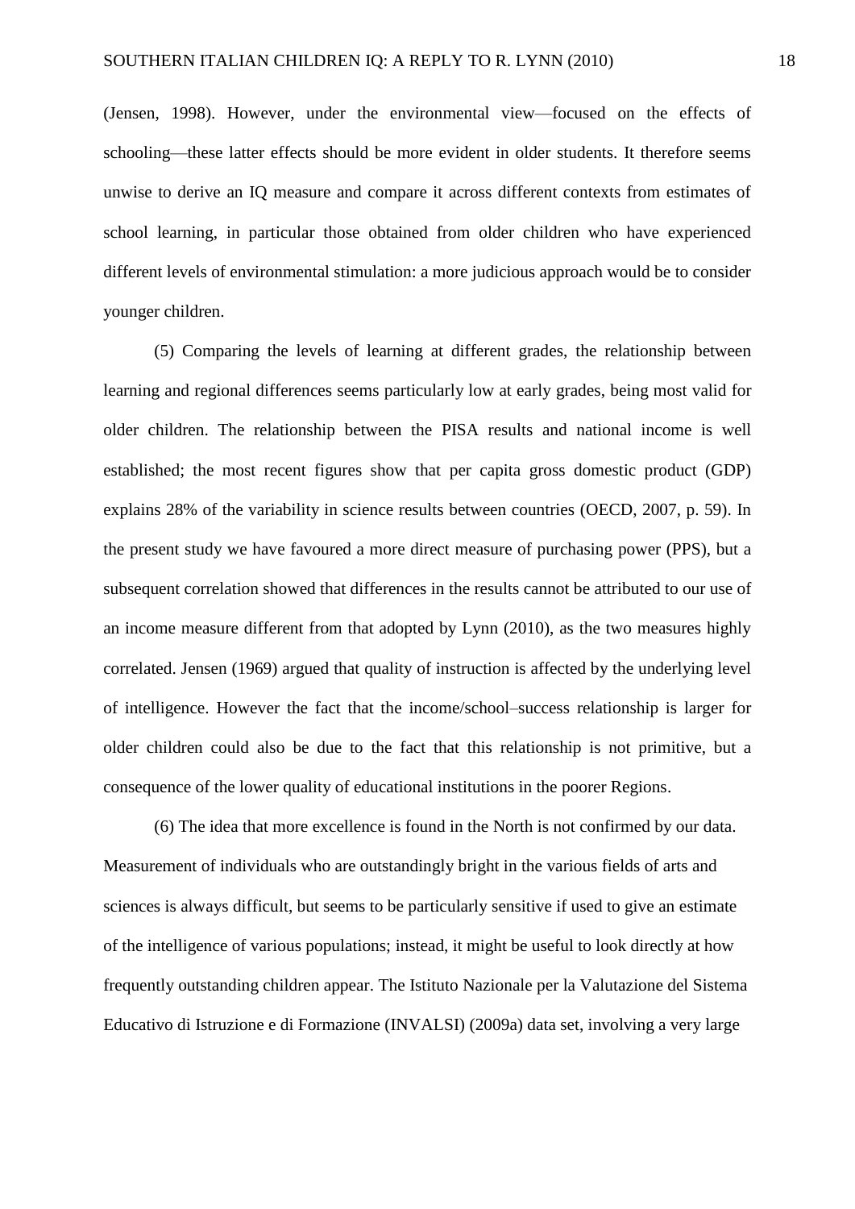(Jensen, 1998). However, under the environmental view—focused on the effects of schooling—these latter effects should be more evident in older students. It therefore seems unwise to derive an IQ measure and compare it across different contexts from estimates of school learning, in particular those obtained from older children who have experienced different levels of environmental stimulation: a more judicious approach would be to consider younger children.

(5) Comparing the levels of learning at different grades, the relationship between learning and regional differences seems particularly low at early grades, being most valid for older children. The relationship between the PISA results and national income is well established; the most recent figures show that per capita gross domestic product (GDP) explains 28% of the variability in science results between countries (OECD, 2007, p. 59). In the present study we have favoured a more direct measure of purchasing power (PPS), but a subsequent correlation showed that differences in the results cannot be attributed to our use of an income measure different from that adopted by Lynn (2010), as the two measures highly correlated. Jensen (1969) argued that quality of instruction is affected by the underlying level of intelligence. However the fact that the income/school–success relationship is larger for older children could also be due to the fact that this relationship is not primitive, but a consequence of the lower quality of educational institutions in the poorer Regions.

(6) The idea that more excellence is found in the North is not confirmed by our data. Measurement of individuals who are outstandingly bright in the various fields of arts and sciences is always difficult, but seems to be particularly sensitive if used to give an estimate of the intelligence of various populations; instead, it might be useful to look directly at how frequently outstanding children appear. The Istituto Nazionale per la Valutazione del Sistema Educativo di Istruzione e di Formazione (INVALSI) (2009a) data set, involving a very large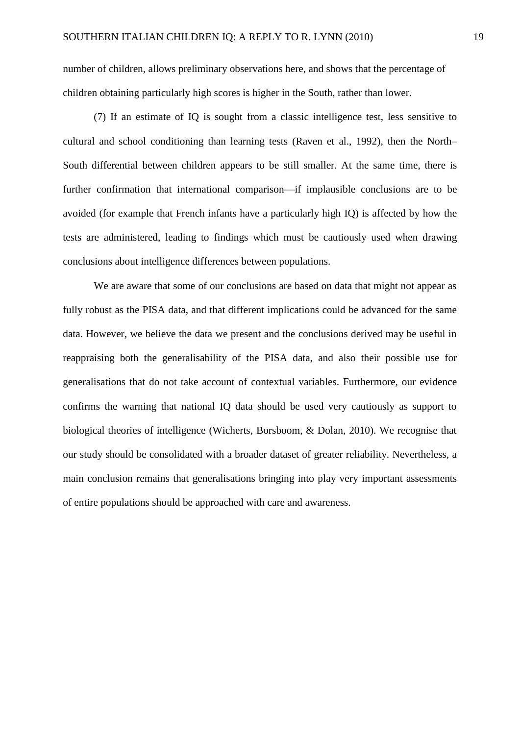number of children, allows preliminary observations here, and shows that the percentage of children obtaining particularly high scores is higher in the South, rather than lower.

(7) If an estimate of IQ is sought from a classic intelligence test, less sensitive to cultural and school conditioning than learning tests (Raven et al., 1992), then the North–South differential between children appears to be still smaller. At the same time, there is further confirmation that international comparison—if implausible conclusions are to be avoided (for example that French infants have a particularly high IQ) is affected by how the tests are administered, leading to findings which must be cautiously used when drawing conclusions about intelligence differences between populations.

We are aware that some of our conclusions are based on data that might not appear as fully robust as the PISA data, and that different implications could be advanced for the same data. However, we believe the data we present and the conclusions derived may be useful in reappraising both the generalisability of the PISA data, and also their possible use for generalisations that do not take account of contextual variables. Furthermore, our evidence confirms the warning that national IQ data should be used very cautiously as support to biological theories of intelligence (Wicherts, Borsboom, & Dolan, 2010). We recognise that our study should be consolidated with a broader dataset of greater reliability. Nevertheless, a main conclusion remains that generalisations bringing into play very important assessments of entire populations should be approached with care and awareness.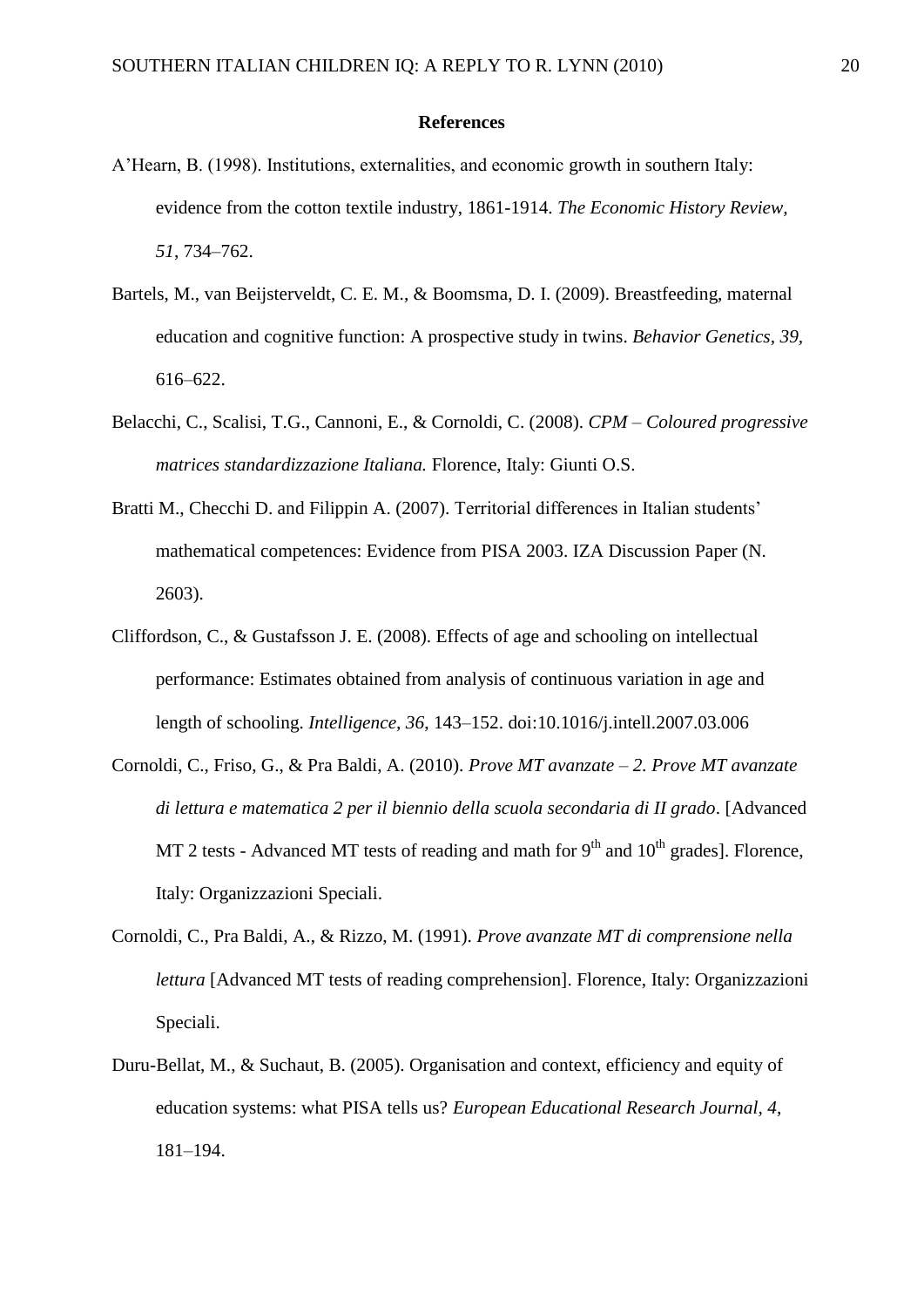## References

A'Hearn, B. (1998). Institutions, externalities, and economic growth in southern Italy: evidence from the cotton textile industry, 1861-1914. *The Economic History Review, 51*, 734–762.

Bartels, M., van Beijsterveldt, C. E. M., & Boomsma, D. I. (2009). Breastfeeding, maternal education and cognitive function: A prospective study in twins. *Behavior Genetics, 39*, 616–622.

Belacchi, C., Scalisi, T.G., Cannoni, E., & Cornoldi, C. (2008). *CPM – Coloured progressive matrices standardizzazione Italiana.* Florence, Italy: Giunti O.S.

Bratti M., Checchi D. and Filippin A. (2007). Territorial differences in Italian students' mathematical competences: Evidence from PISA 2003. IZA Discussion Paper (N. 2603).

Cliffordson, C., & Gustafsson J. E. (2008). Effects of age and schooling on intellectual performance: Estimates obtained from analysis of continuous variation in age and length of schooling. *Intelligence, 36*, 143–152. doi:10.1016/j.intell.2007.03.006

Cornoldi, C., Friso, G., & Pra Baldi, A. (2010). *Prove MT avanzate – 2. Prove MT avanzate di lettura e matematica 2 per il biennio della scuola secondaria di II grado*. [Advanced MT 2 tests - Advanced MT tests of reading and math for 9th and 10th grades]. Florence, Italy: Organizzazioni Speciali.

Cornoldi, C., Pra Baldi, A., & Rizzo, M. (1991). *Prove avanzate MT di comprensione nella lettura* [Advanced MT tests of reading comprehension]. Florence, Italy: Organizzazioni Speciali.

Duru-Bellat, M., & Suchaut, B. (2005). Organisation and context, efficiency and equity of education systems: what PISA tells us? *European Educational Research Journal, 4*, 181–194.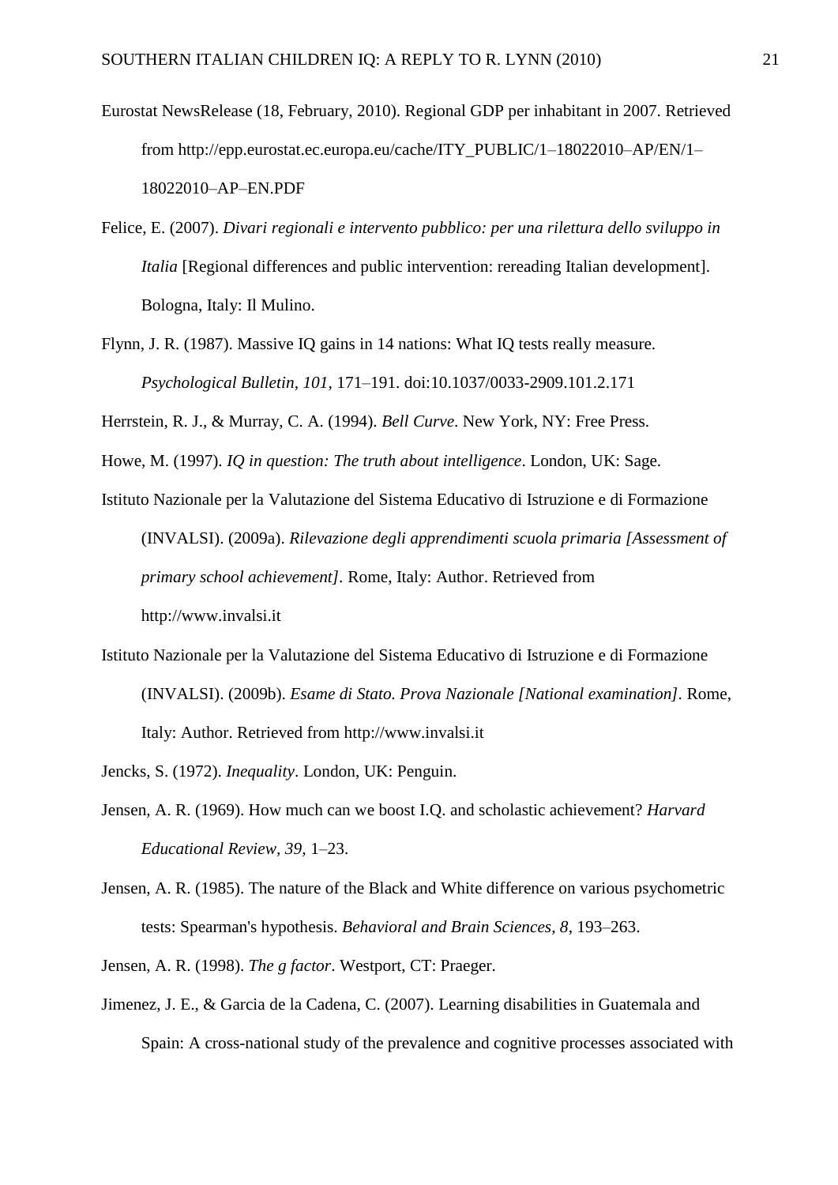Eurostat NewsRelease (18, February, 2010). Regional GDP per inhabitant in 2007. Retrieved from http://epp.eurostat.ec.europa.eu/cache/ITY_PUBLIC/1–18022010–AP/EN/1–18022010–AP–EN.PDF

Felice, E. (2007). *Divari regionali e intervento pubblico: per una rilettura dello sviluppo in Italia* [Regional differences and public intervention: rereading Italian development]. Bologna, Italy: Il Mulino.

Flynn, J. R. (1987). Massive IQ gains in 14 nations: What IQ tests really measure. *Psychological Bulletin, 101*, 171–191. doi:10.1037/0033-2909.101.2.171

Herrstein, R. J., & Murray, C. A. (1994). *Bell Curve*. New York, NY: Free Press.

Howe, M. (1997). *IQ in question: The truth about intelligence*. London, UK: Sage.

Istituto Nazionale per la Valutazione del Sistema Educativo di Istruzione e di Formazione (INVALSI). (2009a). *Rilevazione degli apprendimenti scuola primaria [Assessment of primary school achievement]*. Rome, Italy: Author. Retrieved from http://www.invalsi.it

Istituto Nazionale per la Valutazione del Sistema Educativo di Istruzione e di Formazione (INVALSI). (2009b). *Esame di Stato. Prova Nazionale [National examination]*. Rome, Italy: Author. Retrieved from http://www.invalsi.it

Jencks, S. (1972). *Inequality*. London, UK: Penguin.

Jensen, A. R. (1969). How much can we boost I.Q. and scholastic achievement? *Harvard Educational Review, 39,* 1–23.

Jensen, A. R. (1985). The nature of the Black and White difference on various psychometric tests: Spearman's hypothesis. *Behavioral and Brain Sciences, 8*, 193–263.

Jensen, A. R. (1998). *The g factor*. Westport, CT: Praeger.

Jimenez, J. E., & Garcia de la Cadena, C. (2007). Learning disabilities in Guatemala and Spain: A cross-national study of the prevalence and cognitive processes associated with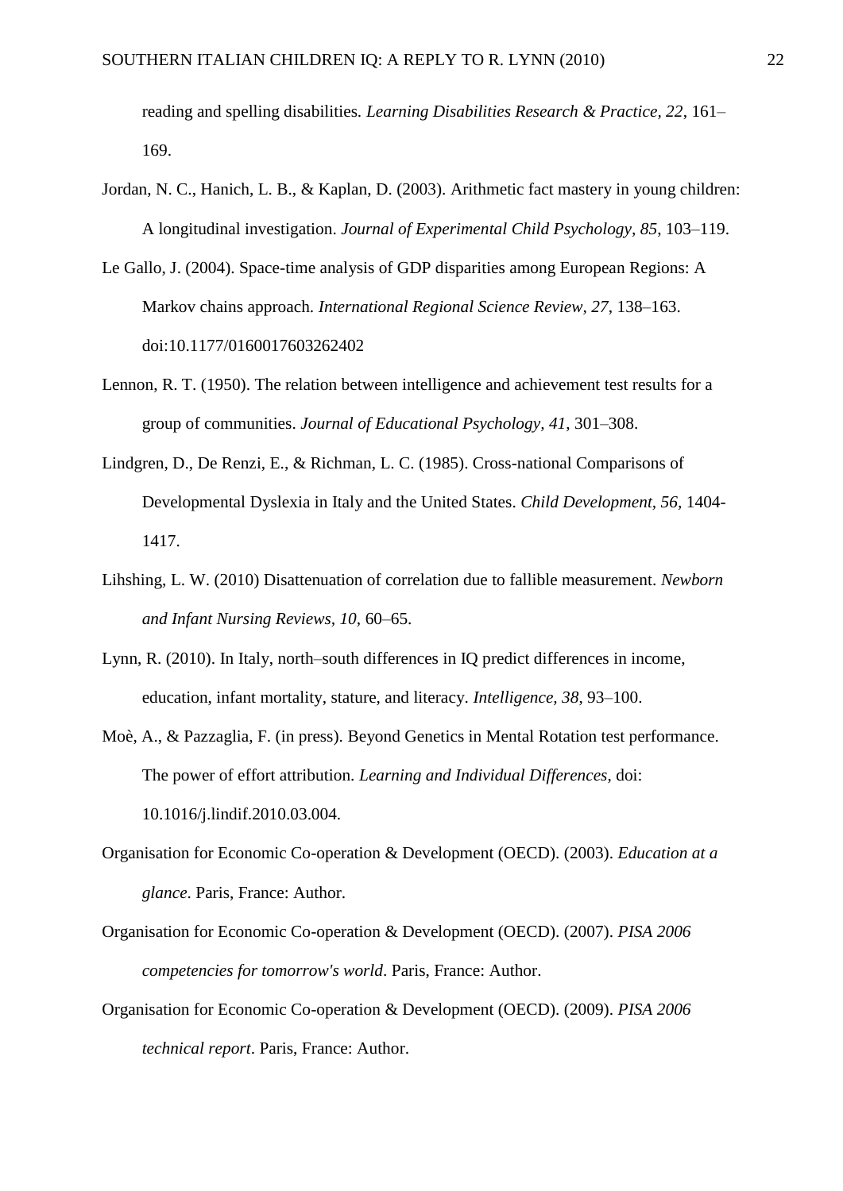reading and spelling disabilities. *Learning Disabilities Research & Practice, 22*, 161–169.

Jordan, N. C., Hanich, L. B., & Kaplan, D. (2003). Arithmetic fact mastery in young children: A longitudinal investigation. *Journal of Experimental Child Psychology, 85*, 103–119.

Le Gallo, J. (2004). Space-time analysis of GDP disparities among European Regions: A Markov chains approach. *International Regional Science Review, 27*, 138–163. doi:10.1177/0160017603262402

Lennon, R. T. (1950). The relation between intelligence and achievement test results for a group of communities. *Journal of Educational Psychology, 41*, 301–308.

Lindgren, D., De Renzi, E., & Richman, L. C. (1985). Cross-national Comparisons of Developmental Dyslexia in Italy and the United States. *Child Development, 56*, 1404-1417.

Lihshing, L. W. (2010) Disattenuation of correlation due to fallible measurement. *Newborn and Infant Nursing Reviews, 10*, 60–65.

Lynn, R. (2010). In Italy, north–south differences in IQ predict differences in income, education, infant mortality, stature, and literacy. *Intelligence, 38*, 93–100.

Moè, A., & Pazzaglia, F. (in press). Beyond Genetics in Mental Rotation test performance. The power of effort attribution. *Learning and Individual Differences*, doi: 10.1016/j.lindif.2010.03.004.

Organisation for Economic Co-operation & Development (OECD). (2003). *Education at a glance*. Paris, France: Author.

Organisation for Economic Co-operation & Development (OECD). (2007). *PISA 2006 competencies for tomorrow's world*. Paris, France: Author.

Organisation for Economic Co-operation & Development (OECD). (2009). *PISA 2006 technical report*. Paris, France: Author.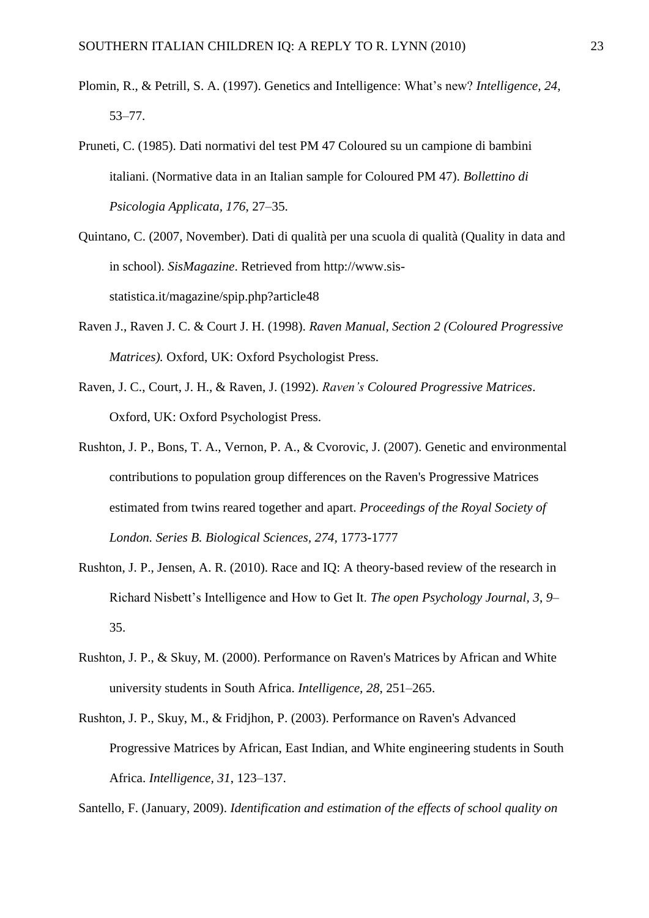Plomin, R., & Petrill, S. A. (1997). Genetics and Intelligence: What's new? *Intelligence*, *24*, 53–77.

Pruneti, C. (1985). Dati normativi del test PM 47 Coloured su un campione di bambini italiani. (Normative data in an Italian sample for Coloured PM 47). *Bollettino di Psicologia Applicata, 176*, 27–35.

Quintano, C. (2007, November). Dati di qualità per una scuola di qualità (Quality in data and in school). *SisMagazine*. Retrieved from http://www.sis-statistica.it/magazine/spip.php?article48

Raven J., Raven J. C. & Court J. H. (1998). *Raven Manual, Section 2 (Coloured Progressive Matrices).* Oxford, UK: Oxford Psychologist Press.

Raven, J. C., Court, J. H., & Raven, J. (1992). *Raven's Coloured Progressive Matrices*. Oxford, UK: Oxford Psychologist Press.

Rushton, J. P., Bons, T. A., Vernon, P. A., & Cvorovic, J. (2007). Genetic and environmental contributions to population group differences on the Raven's Progressive Matrices estimated from twins reared together and apart. *Proceedings of the Royal Society of London. Series B. Biological Sciences, 274*, 1773-1777

Rushton, J. P., Jensen, A. R. (2010). Race and IQ: A theory-based review of the research in Richard Nisbett's Intelligence and How to Get It. *The open Psychology Journal, 3*, *9*–35.

Rushton, J. P., & Skuy, M. (2000). Performance on Raven's Matrices by African and White university students in South Africa. *Intelligence*, *28*, 251–265.

Rushton, J. P., Skuy, M., & Fridjhon, P. (2003). Performance on Raven's Advanced Progressive Matrices by African, East Indian, and White engineering students in South Africa. *Intelligence, 31*, 123–137.

Santello, F. (January, 2009). *Identification and estimation of the effects of school quality on*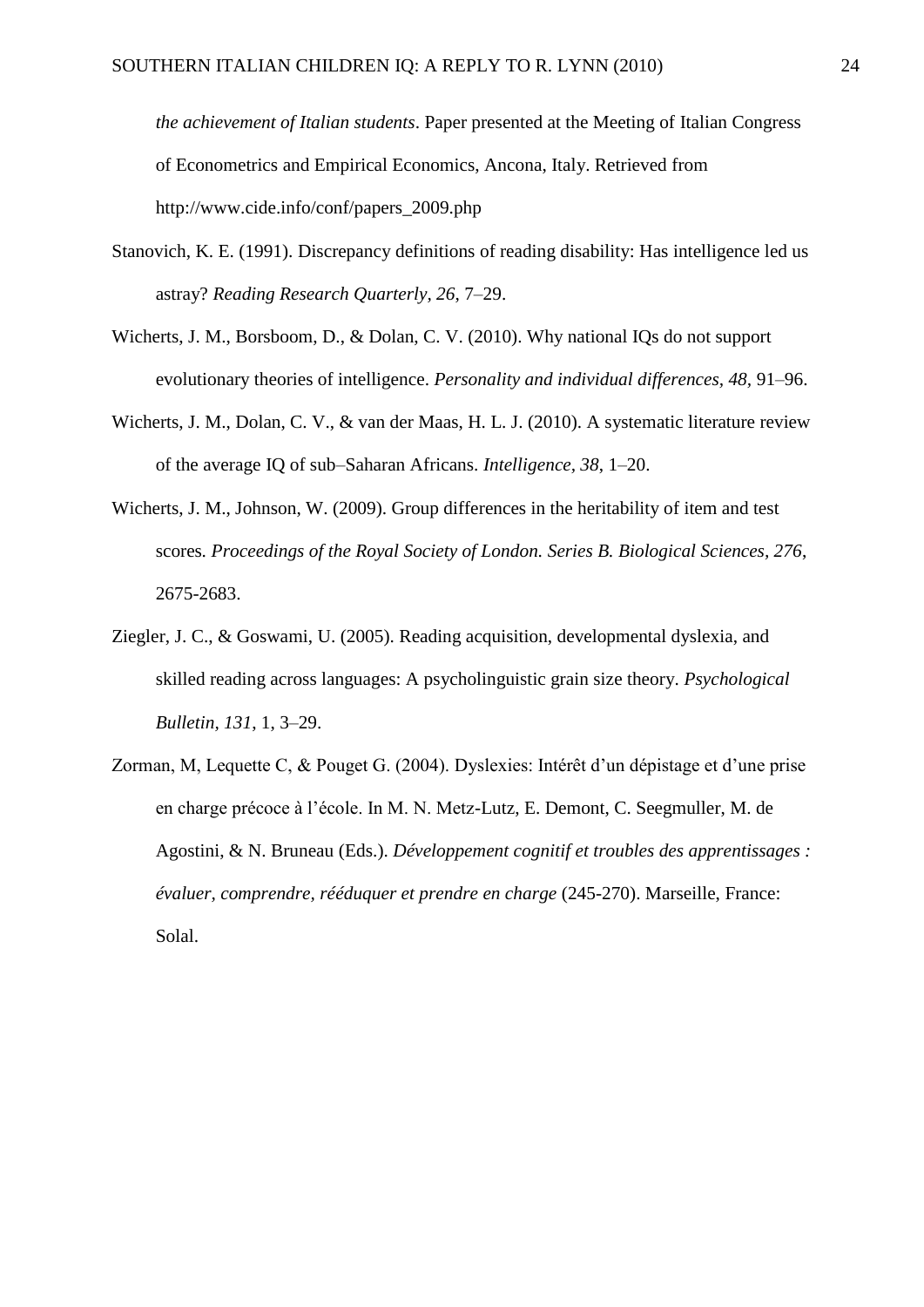*the achievement of Italian students*. Paper presented at the Meeting of Italian Congress of Econometrics and Empirical Economics, Ancona, Italy. Retrieved from http://www.cide.info/conf/papers_2009.php

Stanovich, K. E. (1991). Discrepancy definitions of reading disability: Has intelligence led us astray? *Reading Research Quarterly*, *26*, 7–29.

Wicherts, J. M., Borsboom, D., & Dolan, C. V. (2010). Why national IQs do not support evolutionary theories of intelligence. *Personality and individual differences, 48,* 91–96.

Wicherts, J. M., Dolan, C. V., & van der Maas, H. L. J. (2010). A systematic literature review of the average IQ of sub–Saharan Africans. *Intelligence, 38*, 1–20.

Wicherts, J. M., Johnson, W. (2009). Group differences in the heritability of item and test scores*. Proceedings of the Royal Society of London. Series B. Biological Sciences, 276,* 2675-2683.

Ziegler, J. C., & Goswami, U. (2005). Reading acquisition, developmental dyslexia, and skilled reading across languages: A psycholinguistic grain size theory. *Psychological Bulletin, 131*, 1, 3–29.

Zorman, M, Lequette C, & Pouget G. (2004). Dyslexies: Intérêt d'un dépistage et d'une prise en charge précoce à l'école. In M. N. Metz-Lutz, E. Demont, C. Seegmuller, M. de Agostini, & N. Bruneau (Eds.). *Développement cognitif et troubles des apprentissages : évaluer, comprendre, rééduquer et prendre en charge* (245-270). Marseille, France: Solal.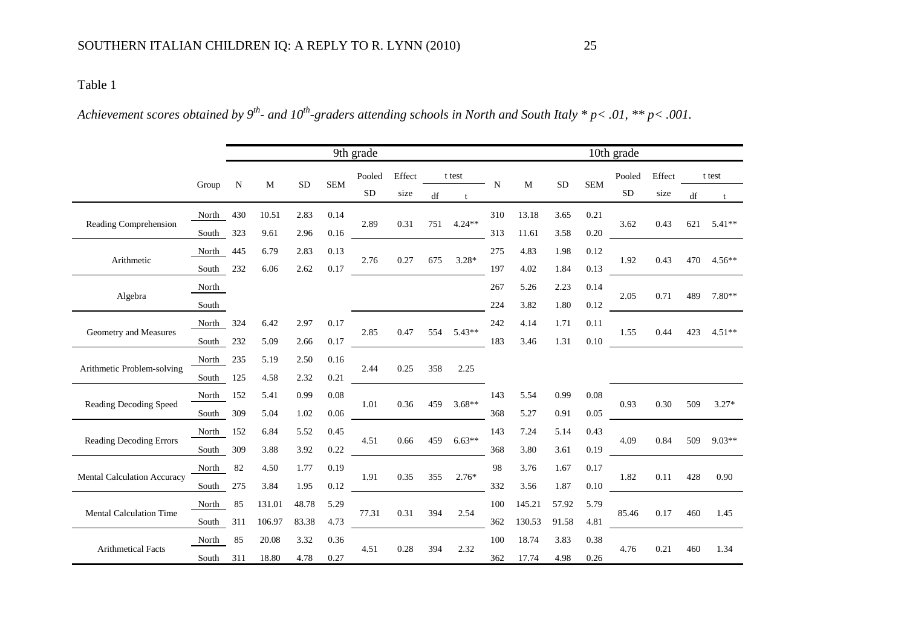Table 1

*Achievement scores obtained by 9th- and 10th-graders attending schools in North and South Italy * p< .01, ** p< .001.*

| | | 9th grade | | | | | | | | 10th grade | | | | | | | |
|---|---|---|---|---|---|---|---|---|---|---|---|---|---|---|---|---|---|
| | Group | N | M | SD | SEM | Pooled SD | Effect size | t test df | t test t | N | M | SD | SEM | Pooled SD | Effect size | t test df | t test t |
| Reading Comprehension | North | 430 | 10.51 | 2.83 | 0.14 | 2.89 | 0.31 | 751 | 4.24** | 310 | 13.18 | 3.65 | 0.21 | 3.62 | 0.43 | 621 | 5.41** |
| | South | 323 | 9.61 | 2.96 | 0.16 | | | | | 313 | 11.61 | 3.58 | 0.20 | | | | |
| Arithmetic | North | 445 | 6.79 | 2.83 | 0.13 | 2.76 | 0.27 | 675 | 3.28* | 275 | 4.83 | 1.98 | 0.12 | 1.92 | 0.43 | 470 | 4.56** |
| | South | 232 | 6.06 | 2.62 | 0.17 | | | | | 197 | 4.02 | 1.84 | 0.13 | | | | |
| Algebra | North | | | | | | | | | 267 | 5.26 | 2.23 | 0.14 | 2.05 | 0.71 | 489 | 7.80** |
| | South | | | | | | | | | 224 | 3.82 | 1.80 | 0.12 | | | | |
| Geometry and Measures | North | 324 | 6.42 | 2.97 | 0.17 | 2.85 | 0.47 | 554 | 5.43** | 242 | 4.14 | 1.71 | 0.11 | 1.55 | 0.44 | 423 | 4.51** |
| | South | 232 | 5.09 | 2.66 | 0.17 | | | | | 183 | 3.46 | 1.31 | 0.10 | | | | |
| Arithmetic Problem-solving | North | 235 | 5.19 | 2.50 | 0.16 | 2.44 | 0.25 | 358 | 2.25 | | | | | | | | |
| | South | 125 | 4.58 | 2.32 | 0.21 | | | | | | | | | | | | |
| Reading Decoding Speed | North | 152 | 5.41 | 0.99 | 0.08 | 1.01 | 0.36 | 459 | 3.68** | 143 | 5.54 | 0.99 | 0.08 | 0.93 | 0.30 | 509 | 3.27* |
| | South | 309 | 5.04 | 1.02 | 0.06 | | | | | 368 | 5.27 | 0.91 | 0.05 | | | | |
| Reading Decoding Errors | North | 152 | 6.84 | 5.52 | 0.45 | 4.51 | 0.66 | 459 | 6.63** | 143 | 7.24 | 5.14 | 0.43 | 4.09 | 0.84 | 509 | 9.03** |
| | South | 309 | 3.88 | 3.92 | 0.22 | | | | | 368 | 3.80 | 3.61 | 0.19 | | | | |
| Mental Calculation Accuracy | North | 82 | 4.50 | 1.77 | 0.19 | 1.91 | 0.35 | 355 | 2.76* | 98 | 3.76 | 1.67 | 0.17 | 1.82 | 0.11 | 428 | 0.90 |
| | South | 275 | 3.84 | 1.95 | 0.12 | | | | | 332 | 3.56 | 1.87 | 0.10 | | | | |
| Mental Calculation Time | North | 85 | 131.01 | 48.78 | 5.29 | 77.31 | 0.31 | 394 | 2.54 | 100 | 145.21 | 57.92 | 5.79 | 85.46 | 0.17 | 460 | 1.45 |
| | South | 311 | 106.97 | 83.38 | 4.73 | | | | | 362 | 130.53 | 91.58 | 4.81 | | | | |
| Arithmetical Facts | North | 85 | 20.08 | 3.32 | 0.36 | 4.51 | 0.28 | 394 | 2.32 | 100 | 18.74 | 3.83 | 0.38 | 4.76 | 0.21 | 460 | 1.34 |
| | South | 311 | 18.80 | 4.78 | 0.27 | | | | | 362 | 17.74 | 4.98 | 0.26 | | | | |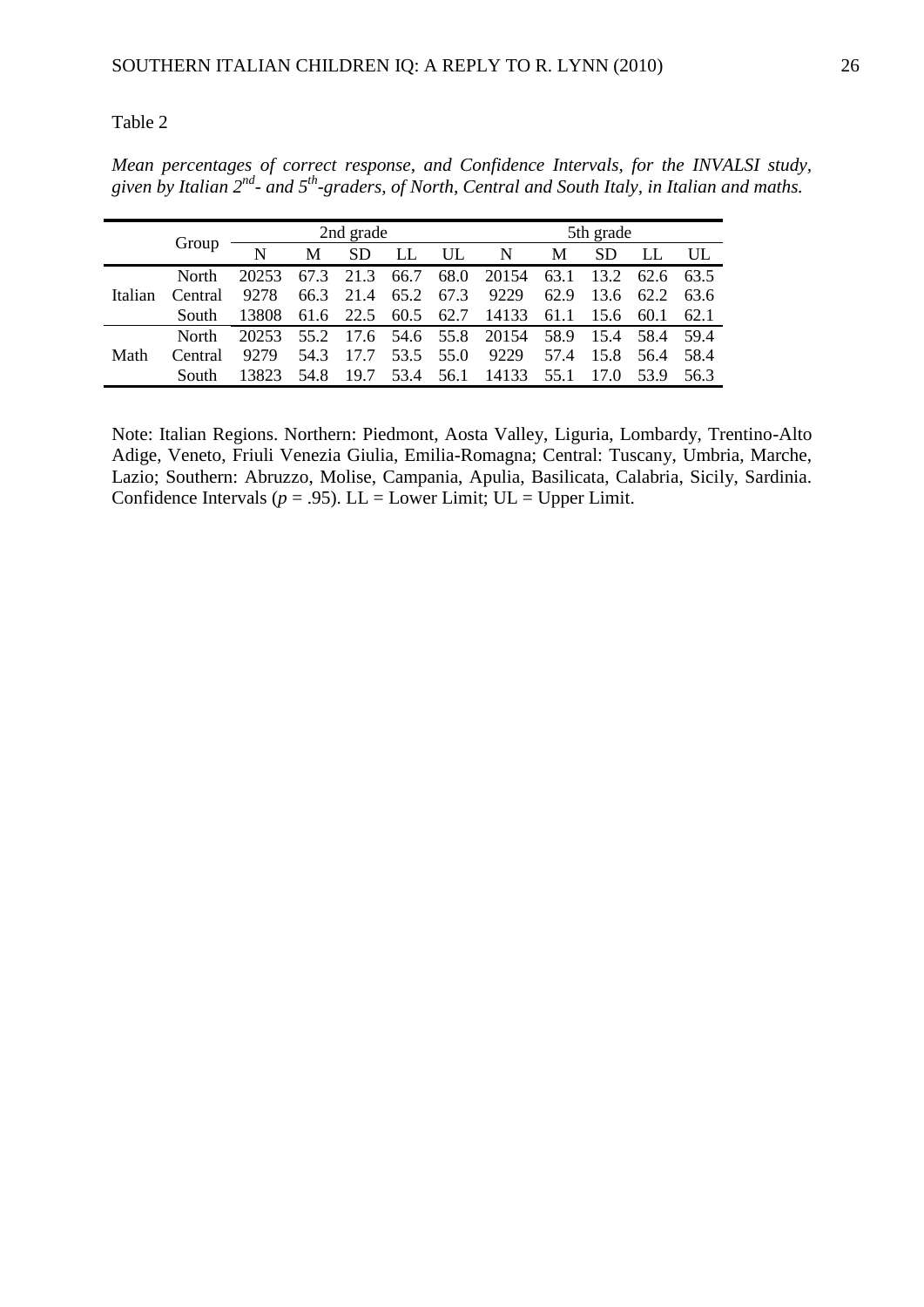Table 2

*Mean percentages of correct response, and Confidence Intervals, for the INVALSI study, given by Italian 2nd- and 5th-graders, of North, Central and South Italy, in Italian and maths.*

| | Group | 2nd grade | | | | | 5th grade | | | | |
|---|---|---|---|---|---|---|---|---|---|---|---|
| | | N | M | SD | LL | UL | N | M | SD | LL | UL |
| Italian | North | 20253 | 67.3 | 21.3 | 66.7 | 68.0 | 20154 | 63.1 | 13.2 | 62.6 | 63.5 |
| | Central | 9278 | 66.3 | 21.4 | 65.2 | 67.3 | 9229 | 62.9 | 13.6 | 62.2 | 63.6 |
| | South | 13808 | 61.6 | 22.5 | 60.5 | 62.7 | 14133 | 61.1 | 15.6 | 60.1 | 62.1 |
| Math | North | 20253 | 55.2 | 17.6 | 54.6 | 55.8 | 20154 | 58.9 | 15.4 | 58.4 | 59.4 |
| | Central | 9279 | 54.3 | 17.7 | 53.5 | 55.0 | 9229 | 57.4 | 15.8 | 56.4 | 58.4 |
| | South | 13823 | 54.8 | 19.7 | 53.4 | 56.1 | 14133 | 55.1 | 17.0 | 53.9 | 56.3 |

Note: Italian Regions. Northern: Piedmont, Aosta Valley, Liguria, Lombardy, Trentino-Alto Adige, Veneto, Friuli Venezia Giulia, Emilia-Romagna; Central: Tuscany, Umbria, Marche, Lazio; Southern: Abruzzo, Molise, Campania, Apulia, Basilicata, Calabria, Sicily, Sardinia. Confidence Intervals ($p$ = .95). LL = Lower Limit; UL = Upper Limit.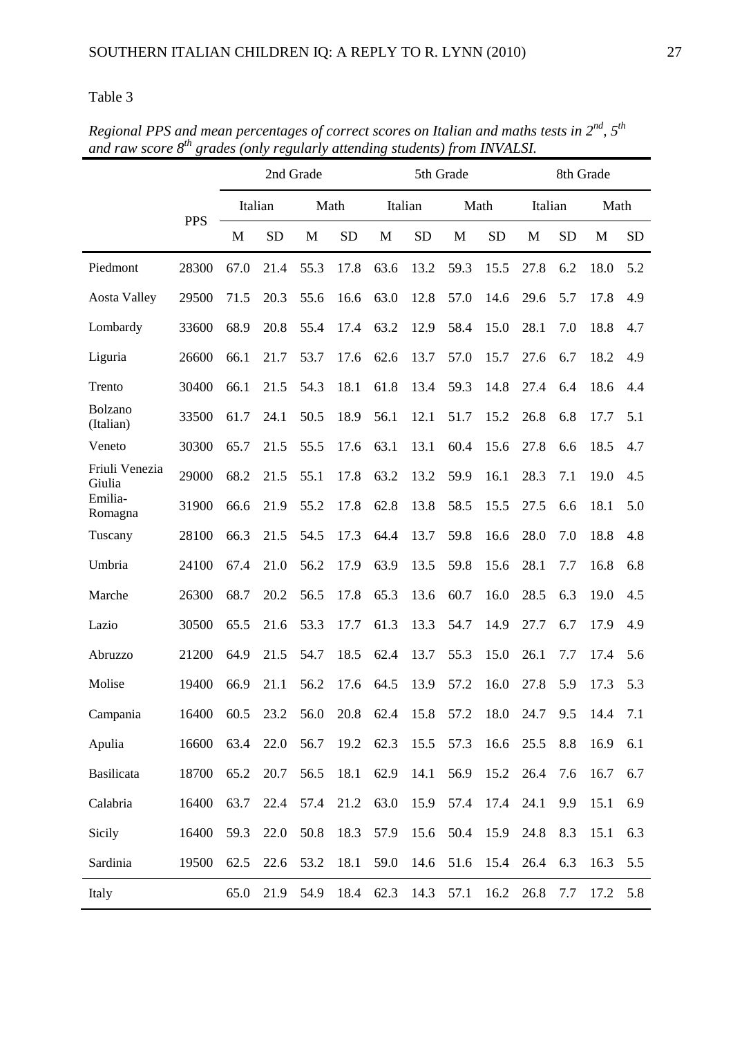Table 3

*Regional PPS and mean percentages of correct scores on Italian and maths tests in 2nd, 5th and raw score 8th grades (only regularly attending students) from INVALSI.*

| | PPS | 2nd Grade | | | | 5th Grade | | | | 8th Grade | | | |
|---|---|---|---|---|---|---|---|---|---|---|---|---|---|
| | | Italian | | Math | | Italian | | Math | | Italian | | Math | |
| | | M | SD | M | SD | M | SD | M | SD | M | SD | M | SD |
| Piedmont | 28300 | 67.0 | 21.4 | 55.3 | 17.8 | 63.6 | 13.2 | 59.3 | 15.5 | 27.8 | 6.2 | 18.0 | 5.2 |
| Aosta Valley | 29500 | 71.5 | 20.3 | 55.6 | 16.6 | 63.0 | 12.8 | 57.0 | 14.6 | 29.6 | 5.7 | 17.8 | 4.9 |
| Lombardy | 33600 | 68.9 | 20.8 | 55.4 | 17.4 | 63.2 | 12.9 | 58.4 | 15.0 | 28.1 | 7.0 | 18.8 | 4.7 |
| Liguria | 26600 | 66.1 | 21.7 | 53.7 | 17.6 | 62.6 | 13.7 | 57.0 | 15.7 | 27.6 | 6.7 | 18.2 | 4.9 |
| Trento | 30400 | 66.1 | 21.5 | 54.3 | 18.1 | 61.8 | 13.4 | 59.3 | 14.8 | 27.4 | 6.4 | 18.6 | 4.4 |
| Bolzano (Italian) | 33500 | 61.7 | 24.1 | 50.5 | 18.9 | 56.1 | 12.1 | 51.7 | 15.2 | 26.8 | 6.8 | 17.7 | 5.1 |
| Veneto | 30300 | 65.7 | 21.5 | 55.5 | 17.6 | 63.1 | 13.1 | 60.4 | 15.6 | 27.8 | 6.6 | 18.5 | 4.7 |
| Friuli Venezia Giulia | 29000 | 68.2 | 21.5 | 55.1 | 17.8 | 63.2 | 13.2 | 59.9 | 16.1 | 28.3 | 7.1 | 19.0 | 4.5 |
| Emilia-Romagna | 31900 | 66.6 | 21.9 | 55.2 | 17.8 | 62.8 | 13.8 | 58.5 | 15.5 | 27.5 | 6.6 | 18.1 | 5.0 |
| Tuscany | 28100 | 66.3 | 21.5 | 54.5 | 17.3 | 64.4 | 13.7 | 59.8 | 16.6 | 28.0 | 7.0 | 18.8 | 4.8 |
| Umbria | 24100 | 67.4 | 21.0 | 56.2 | 17.9 | 63.9 | 13.5 | 59.8 | 15.6 | 28.1 | 7.7 | 16.8 | 6.8 |
| Marche | 26300 | 68.7 | 20.2 | 56.5 | 17.8 | 65.3 | 13.6 | 60.7 | 16.0 | 28.5 | 6.3 | 19.0 | 4.5 |
| Lazio | 30500 | 65.5 | 21.6 | 53.3 | 17.7 | 61.3 | 13.3 | 54.7 | 14.9 | 27.7 | 6.7 | 17.9 | 4.9 |
| Abruzzo | 21200 | 64.9 | 21.5 | 54.7 | 18.5 | 62.4 | 13.7 | 55.3 | 15.0 | 26.1 | 7.7 | 17.4 | 5.6 |
| Molise | 19400 | 66.9 | 21.1 | 56.2 | 17.6 | 64.5 | 13.9 | 57.2 | 16.0 | 27.8 | 5.9 | 17.3 | 5.3 |
| Campania | 16400 | 60.5 | 23.2 | 56.0 | 20.8 | 62.4 | 15.8 | 57.2 | 18.0 | 24.7 | 9.5 | 14.4 | 7.1 |
| Apulia | 16600 | 63.4 | 22.0 | 56.7 | 19.2 | 62.3 | 15.5 | 57.3 | 16.6 | 25.5 | 8.8 | 16.9 | 6.1 |
| Basilicata | 18700 | 65.2 | 20.7 | 56.5 | 18.1 | 62.9 | 14.1 | 56.9 | 15.2 | 26.4 | 7.6 | 16.7 | 6.7 |
| Calabria | 16400 | 63.7 | 22.4 | 57.4 | 21.2 | 63.0 | 15.9 | 57.4 | 17.4 | 24.1 | 9.9 | 15.1 | 6.9 |
| Sicily | 16400 | 59.3 | 22.0 | 50.8 | 18.3 | 57.9 | 15.6 | 50.4 | 15.9 | 24.8 | 8.3 | 15.1 | 6.3 |
| Sardinia | 19500 | 62.5 | 22.6 | 53.2 | 18.1 | 59.0 | 14.6 | 51.6 | 15.4 | 26.4 | 6.3 | 16.3 | 5.5 |
| Italy | | 65.0 | 21.9 | 54.9 | 18.4 | 62.3 | 14.3 | 57.1 | 16.2 | 26.8 | 7.7 | 17.2 | 5.8 |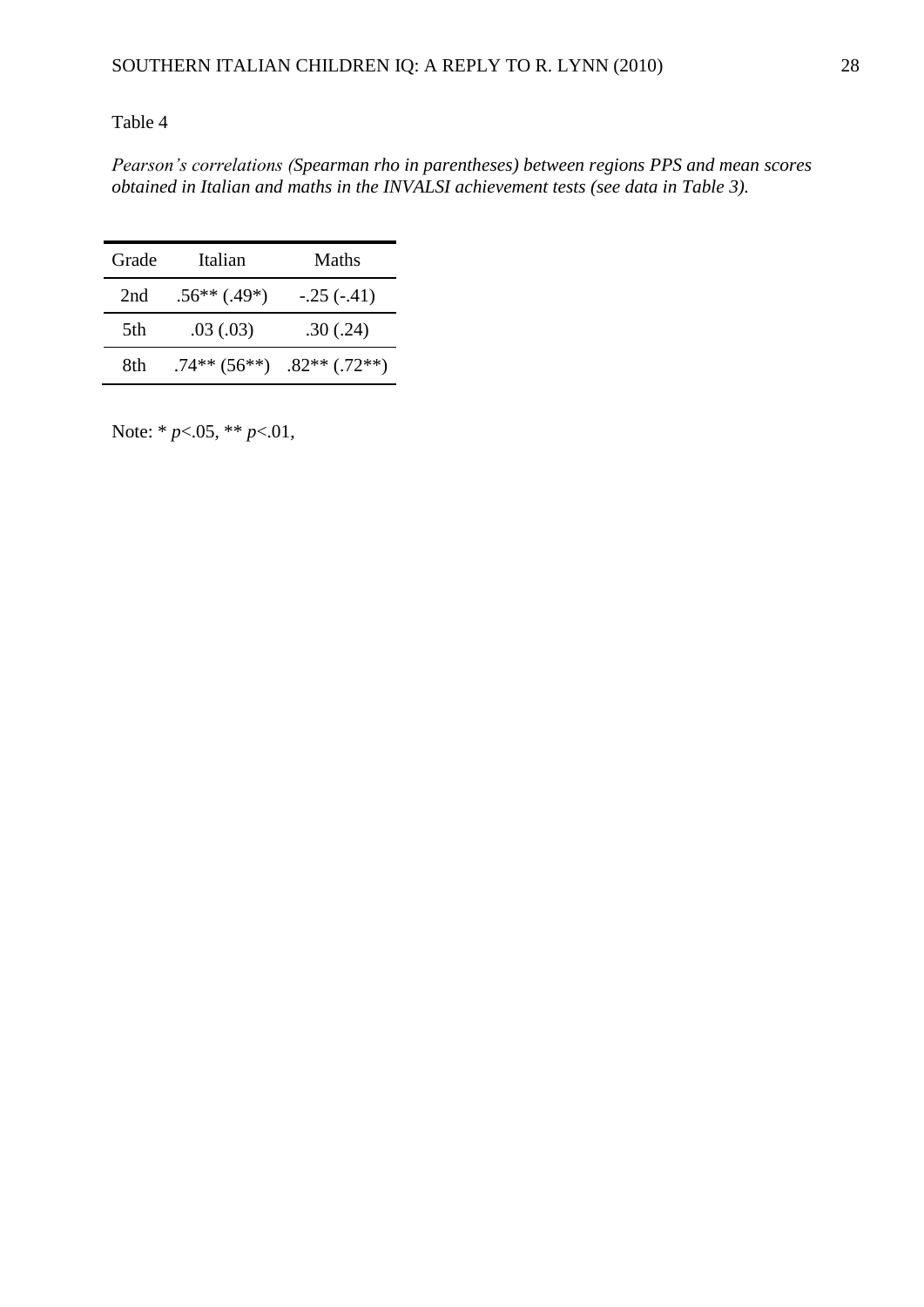Table 4

*Pearson's correlations (Spearman rho in parentheses) between regions PPS and mean scores obtained in Italian and maths in the INVALSI achievement tests (see data in Table 3).*

| Grade | Italian | Maths |
|---|---|---|
| 2nd | .56** (.49*) | -.25 (-.41) |
| 5th | .03 (.03) | .30 (.24) |
| 8th | .74** (56**) | .82** (.72**) |

Note: * $p<.05$, ** $p<.01$,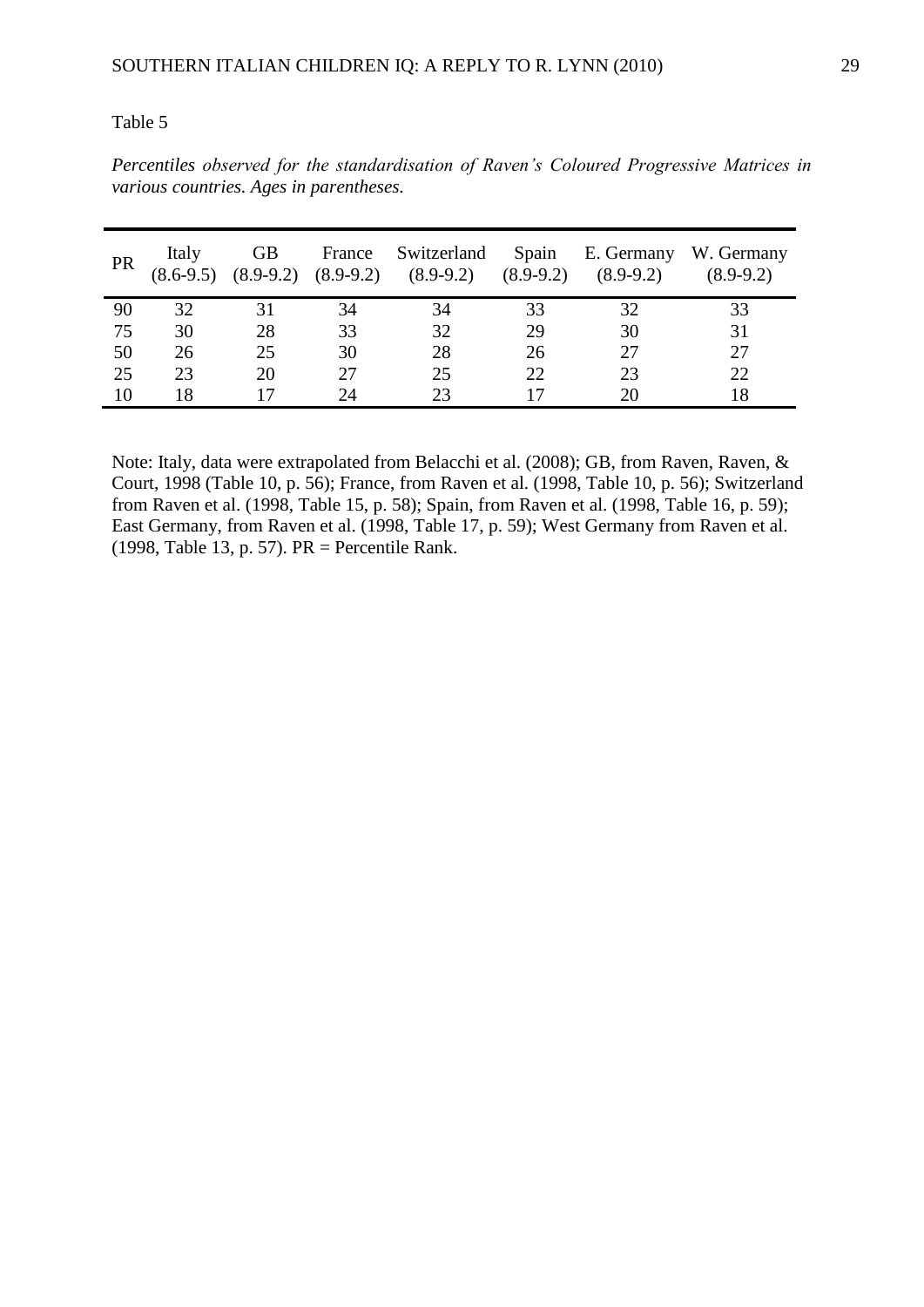Table 5

*Percentiles observed for the standardisation of Raven's Coloured Progressive Matrices in various countries. Ages in parentheses.*

| PR | Italy (8.6-9.5) | GB (8.9-9.2) | France (8.9-9.2) | Switzerland (8.9-9.2) | Spain (8.9-9.2) | E. Germany (8.9-9.2) | W. Germany (8.9-9.2) |
|---|---|---|---|---|---|---|---|
| 90 | 32 | 31 | 34 | 34 | 33 | 32 | 33 |
| 75 | 30 | 28 | 33 | 32 | 29 | 30 | 31 |
| 50 | 26 | 25 | 30 | 28 | 26 | 27 | 27 |
| 25 | 23 | 20 | 27 | 25 | 22 | 23 | 22 |
| 10 | 18 | 17 | 24 | 23 | 17 | 20 | 18 |

Note: Italy, data were extrapolated from Belacchi et al. (2008); GB, from Raven, Raven, & Court, 1998 (Table 10, p. 56); France, from Raven et al. (1998, Table 10, p. 56); Switzerland from Raven et al. (1998, Table 15, p. 58); Spain, from Raven et al. (1998, Table 16, p. 59); East Germany, from Raven et al. (1998, Table 17, p. 59); West Germany from Raven et al. (1998, Table 13, p. 57). PR = Percentile Rank.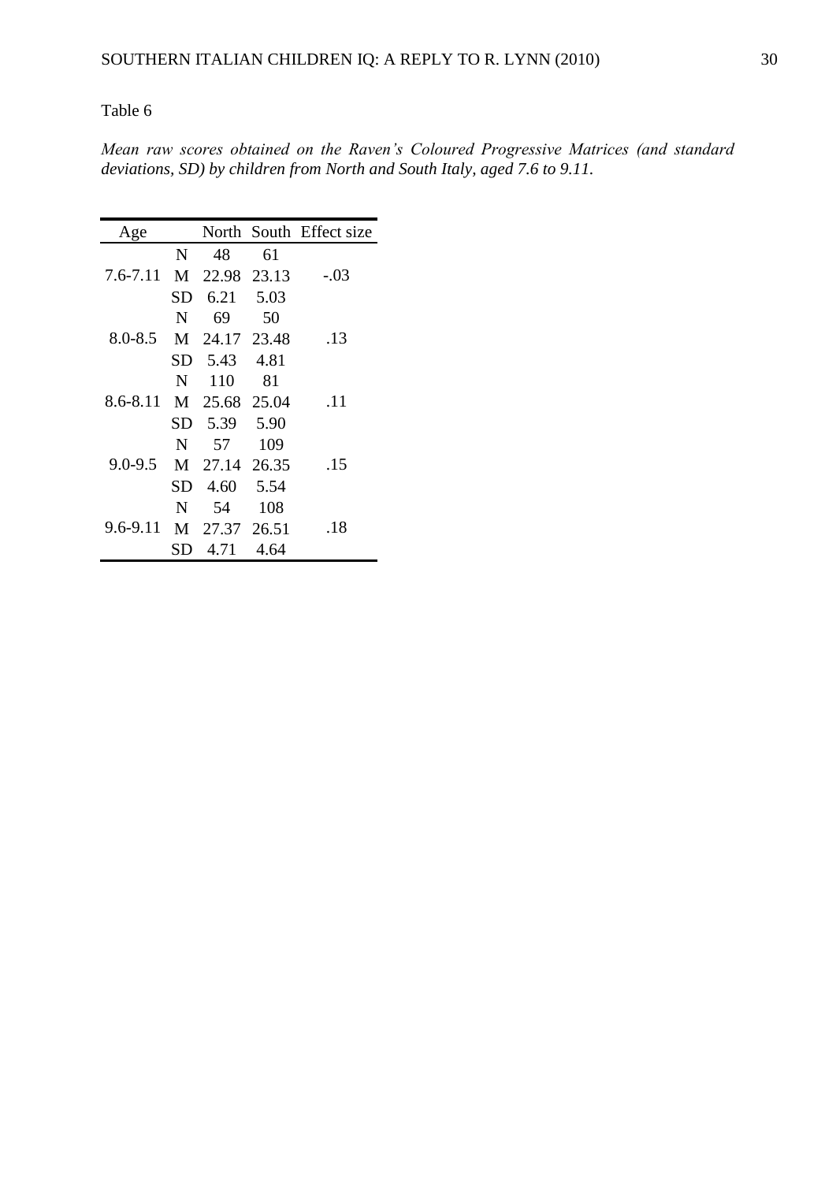Table 6

*Mean raw scores obtained on the Raven's Coloured Progressive Matrices (and standard deviations, SD) by children from North and South Italy, aged 7.6 to 9.11.*

| Age | | North | South | Effect size |
|---|---|---|---|---|
| | N | 48 | 61 | |
| 7.6-7.11 | M | 22.98 | 23.13 | -.03 |
| | SD | 6.21 | 5.03 | |
| | N | 69 | 50 | |
| 8.0-8.5 | M | 24.17 | 23.48 | .13 |
| | SD | 5.43 | 4.81 | |
| | N | 110 | 81 | |
| 8.6-8.11 | M | 25.68 | 25.04 | .11 |
| | SD | 5.39 | 5.90 | |
| | N | 57 | 109 | |
| 9.0-9.5 | M | 27.14 | 26.35 | .15 |
| | SD | 4.60 | 5.54 | |
| | N | 54 | 108 | |
| 9.6-9.11 | M | 27.37 | 26.51 | .18 |
| | SD | 4.71 | 4.64 | |